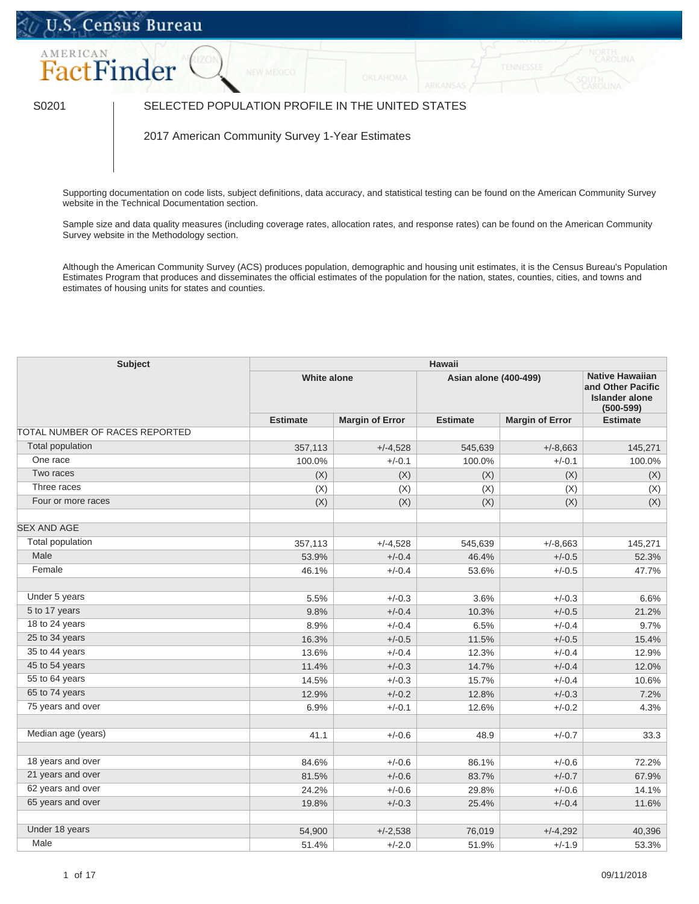S0201

# SELECTED POPULATION PROFILE IN THE UNITED STATES

2017 American Community Survey 1-Year Estimates

Supporting documentation on code lists, subject definitions, data accuracy, and statistical testing can be found on the American Community Survey website in the Technical Documentation section.

Sample size and data quality measures (including coverage rates, allocation rates, and response rates) can be found on the American Community Survey website in the Methodology section.

Although the American Community Survey (ACS) produces population, demographic and housing unit estimates, it is the Census Bureau's Population Estimates Program that produces and disseminates the official estimates of the population for the nation, states, counties, cities, and towns and estimates of housing units for states and counties.

| Subject | Hawaii | | | | |
|---|---|---|---|---|---|
| | White alone | | Asian alone (400-499) | | Native Hawaiian and Other Pacific Islander alone (500-599) |
| | Estimate | Margin of Error | Estimate | Margin of Error | Estimate |
| TOTAL NUMBER OF RACES REPORTED | | | | | |
| Total population | 357,113 | +/-4,528 | 545,639 | +/-8,663 | 145,271 |
| One race | 100.0% | +/-0.1 | 100.0% | +/-0.1 | 100.0% |
| Two races | (X) | (X) | (X) | (X) | (X) |
| Three races | (X) | (X) | (X) | (X) | (X) |
| Four or more races | (X) | (X) | (X) | (X) | (X) |
| | | | | | |
| SEX AND AGE | | | | | |
| Total population | 357,113 | +/-4,528 | 545,639 | +/-8,663 | 145,271 |
| Male | 53.9% | +/-0.4 | 46.4% | +/-0.5 | 52.3% |
| Female | 46.1% | +/-0.4 | 53.6% | +/-0.5 | 47.7% |
| | | | | | |
| Under 5 years | 5.5% | +/-0.3 | 3.6% | +/-0.3 | 6.6% |
| 5 to 17 years | 9.8% | +/-0.4 | 10.3% | +/-0.5 | 21.2% |
| 18 to 24 years | 8.9% | +/-0.4 | 6.5% | +/-0.4 | 9.7% |
| 25 to 34 years | 16.3% | +/-0.5 | 11.5% | +/-0.5 | 15.4% |
| 35 to 44 years | 13.6% | +/-0.4 | 12.3% | +/-0.4 | 12.9% |
| 45 to 54 years | 11.4% | +/-0.3 | 14.7% | +/-0.4 | 12.0% |
| 55 to 64 years | 14.5% | +/-0.3 | 15.7% | +/-0.4 | 10.6% |
| 65 to 74 years | 12.9% | +/-0.2 | 12.8% | +/-0.3 | 7.2% |
| 75 years and over | 6.9% | +/-0.1 | 12.6% | +/-0.2 | 4.3% |
| | | | | | |
| Median age (years) | 41.1 | +/-0.6 | 48.9 | +/-0.7 | 33.3 |
| | | | | | |
| 18 years and over | 84.6% | +/-0.6 | 86.1% | +/-0.6 | 72.2% |
| 21 years and over | 81.5% | +/-0.6 | 83.7% | +/-0.7 | 67.9% |
| 62 years and over | 24.2% | +/-0.6 | 29.8% | +/-0.6 | 14.1% |
| 65 years and over | 19.8% | +/-0.3 | 25.4% | +/-0.4 | 11.6% |
| | | | | | |
| Under 18 years | 54,900 | +/-2,538 | 76,019 | +/-4,292 | 40,396 |
| Male | 51.4% | +/-2.0 | 51.9% | +/-1.9 | 53.3% |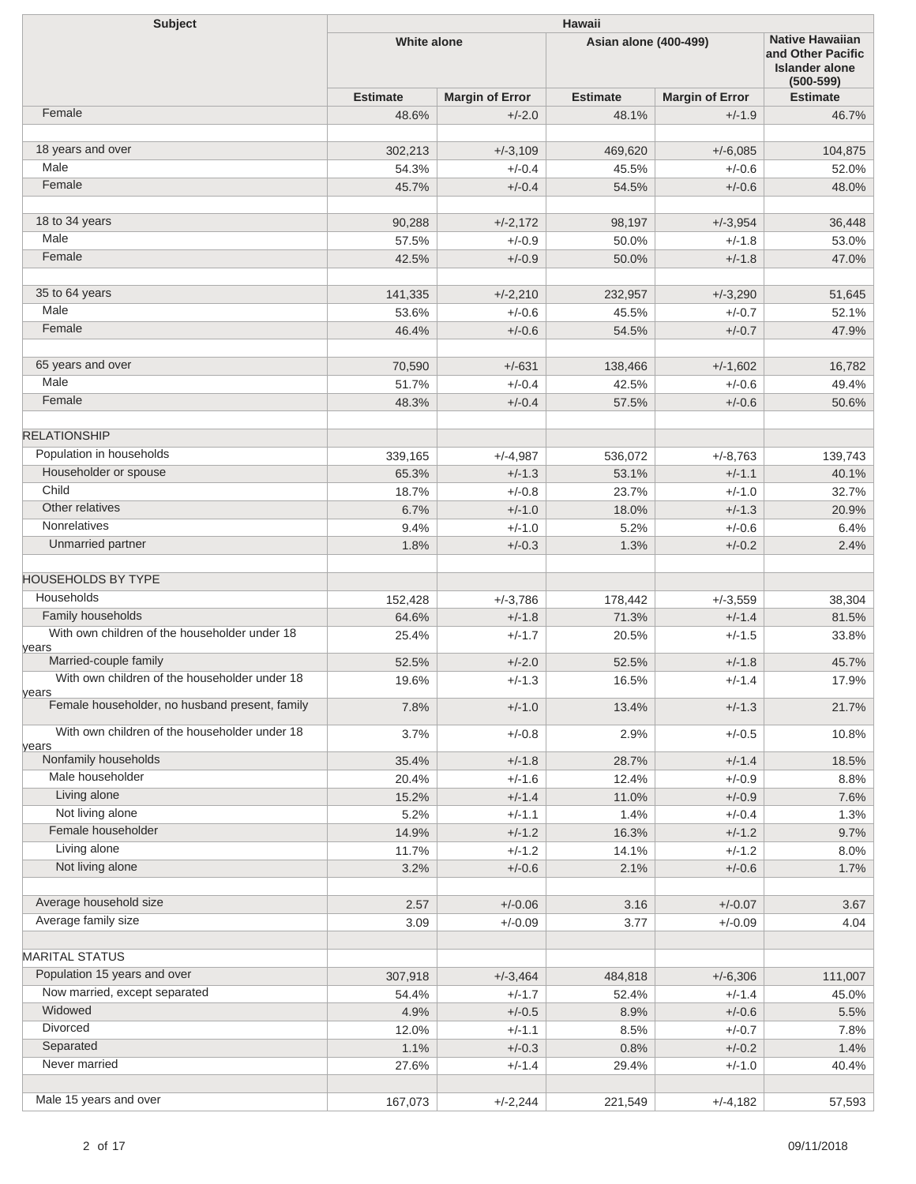| Subject | Hawaii | | | | |
|---|---|---|---|---|---|
| | White alone | | Asian alone (400-499) | | Native Hawaiian and Other Pacific Islander alone (500-599) |
| | Estimate | Margin of Error | Estimate | Margin of Error | Estimate |
| Female | 48.6% | +/-2.0 | 48.1% | +/-1.9 | 46.7% |
| | | | | | |
| 18 years and over | 302,213 | +/-3,109 | 469,620 | +/-6,085 | 104,875 |
| Male | 54.3% | +/-0.4 | 45.5% | +/-0.6 | 52.0% |
| Female | 45.7% | +/-0.4 | 54.5% | +/-0.6 | 48.0% |
| | | | | | |
| 18 to 34 years | 90,288 | +/-2,172 | 98,197 | +/-3,954 | 36,448 |
| Male | 57.5% | +/-0.9 | 50.0% | +/-1.8 | 53.0% |
| Female | 42.5% | +/-0.9 | 50.0% | +/-1.8 | 47.0% |
| | | | | | |
| 35 to 64 years | 141,335 | +/-2,210 | 232,957 | +/-3,290 | 51,645 |
| Male | 53.6% | +/-0.6 | 45.5% | +/-0.7 | 52.1% |
| Female | 46.4% | +/-0.6 | 54.5% | +/-0.7 | 47.9% |
| | | | | | |
| 65 years and over | 70,590 | +/-631 | 138,466 | +/-1,602 | 16,782 |
| Male | 51.7% | +/-0.4 | 42.5% | +/-0.6 | 49.4% |
| Female | 48.3% | +/-0.4 | 57.5% | +/-0.6 | 50.6% |
| | | | | | |
| RELATIONSHIP | | | | | |
| Population in households | 339,165 | +/-4,987 | 536,072 | +/-8,763 | 139,743 |
| Householder or spouse | 65.3% | +/-1.3 | 53.1% | +/-1.1 | 40.1% |
| Child | 18.7% | +/-0.8 | 23.7% | +/-1.0 | 32.7% |
| Other relatives | 6.7% | +/-1.0 | 18.0% | +/-1.3 | 20.9% |
| Nonrelatives | 9.4% | +/-1.0 | 5.2% | +/-0.6 | 6.4% |
| Unmarried partner | 1.8% | +/-0.3 | 1.3% | +/-0.2 | 2.4% |
| | | | | | |
| HOUSEHOLDS BY TYPE | | | | | |
| Households | 152,428 | +/-3,786 | 178,442 | +/-3,559 | 38,304 |
| Family households | 64.6% | +/-1.8 | 71.3% | +/-1.4 | 81.5% |
| With own children of the householder under 18 years | 25.4% | +/-1.7 | 20.5% | +/-1.5 | 33.8% |
| Married-couple family | 52.5% | +/-2.0 | 52.5% | +/-1.8 | 45.7% |
| With own children of the householder under 18 years | 19.6% | +/-1.3 | 16.5% | +/-1.4 | 17.9% |
| Female householder, no husband present, family | 7.8% | +/-1.0 | 13.4% | +/-1.3 | 21.7% |
| With own children of the householder under 18 years | 3.7% | +/-0.8 | 2.9% | +/-0.5 | 10.8% |
| Nonfamily households | 35.4% | +/-1.8 | 28.7% | +/-1.4 | 18.5% |
| Male householder | 20.4% | +/-1.6 | 12.4% | +/-0.9 | 8.8% |
| Living alone | 15.2% | +/-1.4 | 11.0% | +/-0.9 | 7.6% |
| Not living alone | 5.2% | +/-1.1 | 1.4% | +/-0.4 | 1.3% |
| Female householder | 14.9% | +/-1.2 | 16.3% | +/-1.2 | 9.7% |
| Living alone | 11.7% | +/-1.2 | 14.1% | +/-1.2 | 8.0% |
| Not living alone | 3.2% | +/-0.6 | 2.1% | +/-0.6 | 1.7% |
| | | | | | |
| Average household size | 2.57 | +/-0.06 | 3.16 | +/-0.07 | 3.67 |
| Average family size | 3.09 | +/-0.09 | 3.77 | +/-0.09 | 4.04 |
| | | | | | |
| MARITAL STATUS | | | | | |
| Population 15 years and over | 307,918 | +/-3,464 | 484,818 | +/-6,306 | 111,007 |
| Now married, except separated | 54.4% | +/-1.7 | 52.4% | +/-1.4 | 45.0% |
| Widowed | 4.9% | +/-0.5 | 8.9% | +/-0.6 | 5.5% |
| Divorced | 12.0% | +/-1.1 | 8.5% | +/-0.7 | 7.8% |
| Separated | 1.1% | +/-0.3 | 0.8% | +/-0.2 | 1.4% |
| Never married | 27.6% | +/-1.4 | 29.4% | +/-1.0 | 40.4% |
| | | | | | |
| Male 15 years and over | 167,073 | +/-2,244 | 221,549 | +/-4,182 | 57,593 |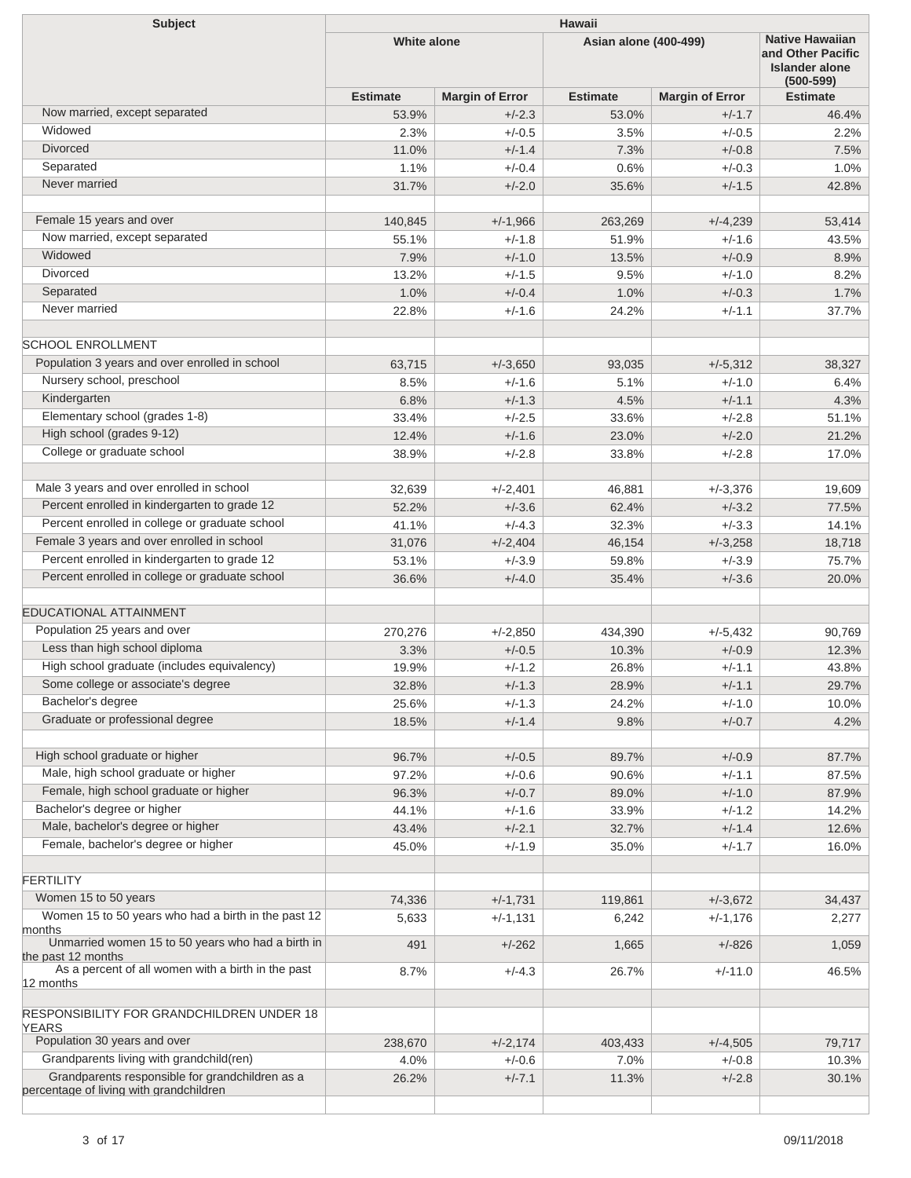| Subject | Hawaii | | | | |
|---|---|---|---|---|---|
| | White alone | | Asian alone (400-499) | | Native Hawaiian and Other Pacific Islander alone (500-599) |
| | Estimate | Margin of Error | Estimate | Margin of Error | Estimate |
| Now married, except separated | 53.9% | +/-2.3 | 53.0% | +/-1.7 | 46.4% |
| Widowed | 2.3% | +/-0.5 | 3.5% | +/-0.5 | 2.2% |
| Divorced | 11.0% | +/-1.4 | 7.3% | +/-0.8 | 7.5% |
| Separated | 1.1% | +/-0.4 | 0.6% | +/-0.3 | 1.0% |
| Never married | 31.7% | +/-2.0 | 35.6% | +/-1.5 | 42.8% |
| | | | | | |
| Female 15 years and over | 140,845 | +/-1,966 | 263,269 | +/-4,239 | 53,414 |
| Now married, except separated | 55.1% | +/-1.8 | 51.9% | +/-1.6 | 43.5% |
| Widowed | 7.9% | +/-1.0 | 13.5% | +/-0.9 | 8.9% |
| Divorced | 13.2% | +/-1.5 | 9.5% | +/-1.0 | 8.2% |
| Separated | 1.0% | +/-0.4 | 1.0% | +/-0.3 | 1.7% |
| Never married | 22.8% | +/-1.6 | 24.2% | +/-1.1 | 37.7% |
| | | | | | |
| SCHOOL ENROLLMENT | | | | | |
| Population 3 years and over enrolled in school | 63,715 | +/-3,650 | 93,035 | +/-5,312 | 38,327 |
| Nursery school, preschool | 8.5% | +/-1.6 | 5.1% | +/-1.0 | 6.4% |
| Kindergarten | 6.8% | +/-1.3 | 4.5% | +/-1.1 | 4.3% |
| Elementary school (grades 1-8) | 33.4% | +/-2.5 | 33.6% | +/-2.8 | 51.1% |
| High school (grades 9-12) | 12.4% | +/-1.6 | 23.0% | +/-2.0 | 21.2% |
| College or graduate school | 38.9% | +/-2.8 | 33.8% | +/-2.8 | 17.0% |
| | | | | | |
| Male 3 years and over enrolled in school | 32,639 | +/-2,401 | 46,881 | +/-3,376 | 19,609 |
| Percent enrolled in kindergarten to grade 12 | 52.2% | +/-3.6 | 62.4% | +/-3.2 | 77.5% |
| Percent enrolled in college or graduate school | 41.1% | +/-4.3 | 32.3% | +/-3.3 | 14.1% |
| Female 3 years and over enrolled in school | 31,076 | +/-2,404 | 46,154 | +/-3,258 | 18,718 |
| Percent enrolled in kindergarten to grade 12 | 53.1% | +/-3.9 | 59.8% | +/-3.9 | 75.7% |
| Percent enrolled in college or graduate school | 36.6% | +/-4.0 | 35.4% | +/-3.6 | 20.0% |
| | | | | | |
| EDUCATIONAL ATTAINMENT | | | | | |
| Population 25 years and over | 270,276 | +/-2,850 | 434,390 | +/-5,432 | 90,769 |
| Less than high school diploma | 3.3% | +/-0.5 | 10.3% | +/-0.9 | 12.3% |
| High school graduate (includes equivalency) | 19.9% | +/-1.2 | 26.8% | +/-1.1 | 43.8% |
| Some college or associate's degree | 32.8% | +/-1.3 | 28.9% | +/-1.1 | 29.7% |
| Bachelor's degree | 25.6% | +/-1.3 | 24.2% | +/-1.0 | 10.0% |
| Graduate or professional degree | 18.5% | +/-1.4 | 9.8% | +/-0.7 | 4.2% |
| | | | | | |
| High school graduate or higher | 96.7% | +/-0.5 | 89.7% | +/-0.9 | 87.7% |
| Male, high school graduate or higher | 97.2% | +/-0.6 | 90.6% | +/-1.1 | 87.5% |
| Female, high school graduate or higher | 96.3% | +/-0.7 | 89.0% | +/-1.0 | 87.9% |
| Bachelor's degree or higher | 44.1% | +/-1.6 | 33.9% | +/-1.2 | 14.2% |
| Male, bachelor's degree or higher | 43.4% | +/-2.1 | 32.7% | +/-1.4 | 12.6% |
| Female, bachelor's degree or higher | 45.0% | +/-1.9 | 35.0% | +/-1.7 | 16.0% |
| | | | | | |
| FERTILITY | | | | | |
| Women 15 to 50 years | 74,336 | +/-1,731 | 119,861 | +/-3,672 | 34,437 |
| Women 15 to 50 years who had a birth in the past 12 months | 5,633 | +/-1,131 | 6,242 | +/-1,176 | 2,277 |
| Unmarried women 15 to 50 years who had a birth in the past 12 months | 491 | +/-262 | 1,665 | +/-826 | 1,059 |
| As a percent of all women with a birth in the past 12 months | 8.7% | +/-4.3 | 26.7% | +/-11.0 | 46.5% |
| | | | | | |
| RESPONSIBILITY FOR GRANDCHILDREN UNDER 18 YEARS | | | | | |
| Population 30 years and over | 238,670 | +/-2,174 | 403,433 | +/-4,505 | 79,717 |
| Grandparents living with grandchild(ren) | 4.0% | +/-0.6 | 7.0% | +/-0.8 | 10.3% |
| Grandparents responsible for grandchildren as a percentage of living with grandchildren | 26.2% | +/-7.1 | 11.3% | +/-2.8 | 30.1% |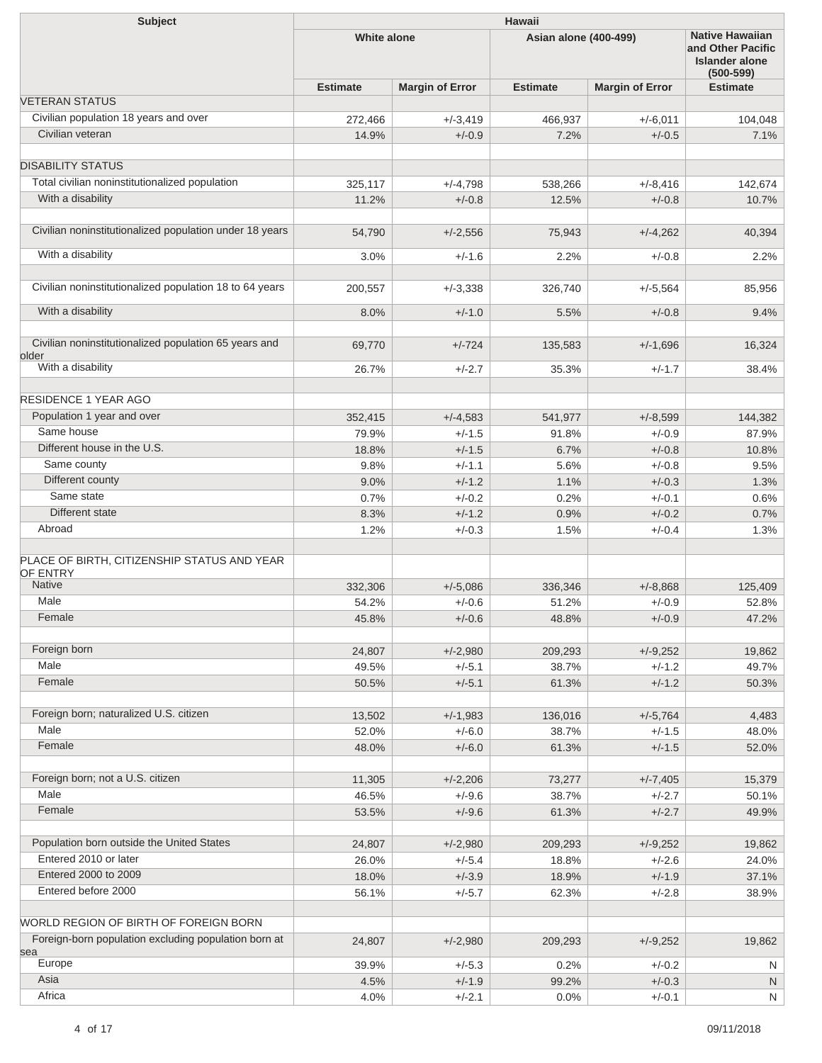| Subject | Hawaii | | | | |
|---|---|---|---|---|---|
| | White alone | | Asian alone (400-499) | | Native Hawaiian and Other Pacific Islander alone (500-599) |
| | Estimate | Margin of Error | Estimate | Margin of Error | Estimate |
| VETERAN STATUS | | | | | |
| Civilian population 18 years and over | 272,466 | +/-3,419 | 466,937 | +/-6,011 | 104,048 |
| Civilian veteran | 14.9% | +/-0.9 | 7.2% | +/-0.5 | 7.1% |
| | | | | | |
| DISABILITY STATUS | | | | | |
| Total civilian noninstitutionalized population | 325,117 | +/-4,798 | 538,266 | +/-8,416 | 142,674 |
| With a disability | 11.2% | +/-0.8 | 12.5% | +/-0.8 | 10.7% |
| | | | | | |
| Civilian noninstitutionalized population under 18 years | 54,790 | +/-2,556 | 75,943 | +/-4,262 | 40,394 |
| With a disability | 3.0% | +/-1.6 | 2.2% | +/-0.8 | 2.2% |
| | | | | | |
| Civilian noninstitutionalized population 18 to 64 years | 200,557 | +/-3,338 | 326,740 | +/-5,564 | 85,956 |
| With a disability | 8.0% | +/-1.0 | 5.5% | +/-0.8 | 9.4% |
| | | | | | |
| Civilian noninstitutionalized population 65 years and older | 69,770 | +/-724 | 135,583 | +/-1,696 | 16,324 |
| With a disability | 26.7% | +/-2.7 | 35.3% | +/-1.7 | 38.4% |
| | | | | | |
| RESIDENCE 1 YEAR AGO | | | | | |
| Population 1 year and over | 352,415 | +/-4,583 | 541,977 | +/-8,599 | 144,382 |
| Same house | 79.9% | +/-1.5 | 91.8% | +/-0.9 | 87.9% |
| Different house in the U.S. | 18.8% | +/-1.5 | 6.7% | +/-0.8 | 10.8% |
| Same county | 9.8% | +/-1.1 | 5.6% | +/-0.8 | 9.5% |
| Different county | 9.0% | +/-1.2 | 1.1% | +/-0.3 | 1.3% |
| Same state | 0.7% | +/-0.2 | 0.2% | +/-0.1 | 0.6% |
| Different state | 8.3% | +/-1.2 | 0.9% | +/-0.2 | 0.7% |
| Abroad | 1.2% | +/-0.3 | 1.5% | +/-0.4 | 1.3% |
| | | | | | |
| PLACE OF BIRTH, CITIZENSHIP STATUS AND YEAR OF ENTRY | | | | | |
| Native | 332,306 | +/-5,086 | 336,346 | +/-8,868 | 125,409 |
| Male | 54.2% | +/-0.6 | 51.2% | +/-0.9 | 52.8% |
| Female | 45.8% | +/-0.6 | 48.8% | +/-0.9 | 47.2% |
| | | | | | |
| Foreign born | 24,807 | +/-2,980 | 209,293 | +/-9,252 | 19,862 |
| Male | 49.5% | +/-5.1 | 38.7% | +/-1.2 | 49.7% |
| Female | 50.5% | +/-5.1 | 61.3% | +/-1.2 | 50.3% |
| | | | | | |
| Foreign born; naturalized U.S. citizen | 13,502 | +/-1,983 | 136,016 | +/-5,764 | 4,483 |
| Male | 52.0% | +/-6.0 | 38.7% | +/-1.5 | 48.0% |
| Female | 48.0% | +/-6.0 | 61.3% | +/-1.5 | 52.0% |
| | | | | | |
| Foreign born; not a U.S. citizen | 11,305 | +/-2,206 | 73,277 | +/-7,405 | 15,379 |
| Male | 46.5% | +/-9.6 | 38.7% | +/-2.7 | 50.1% |
| Female | 53.5% | +/-9.6 | 61.3% | +/-2.7 | 49.9% |
| | | | | | |
| Population born outside the United States | 24,807 | +/-2,980 | 209,293 | +/-9,252 | 19,862 |
| Entered 2010 or later | 26.0% | +/-5.4 | 18.8% | +/-2.6 | 24.0% |
| Entered 2000 to 2009 | 18.0% | +/-3.9 | 18.9% | +/-1.9 | 37.1% |
| Entered before 2000 | 56.1% | +/-5.7 | 62.3% | +/-2.8 | 38.9% |
| | | | | | |
| WORLD REGION OF BIRTH OF FOREIGN BORN | | | | | |
| Foreign-born population excluding population born at sea | 24,807 | +/-2,980 | 209,293 | +/-9,252 | 19,862 |
| Europe | 39.9% | +/-5.3 | 0.2% | +/-0.2 | N |
| Asia | 4.5% | +/-1.9 | 99.2% | +/-0.3 | N |
| Africa | 4.0% | +/-2.1 | 0.0% | +/-0.1 | N |

09/11/2018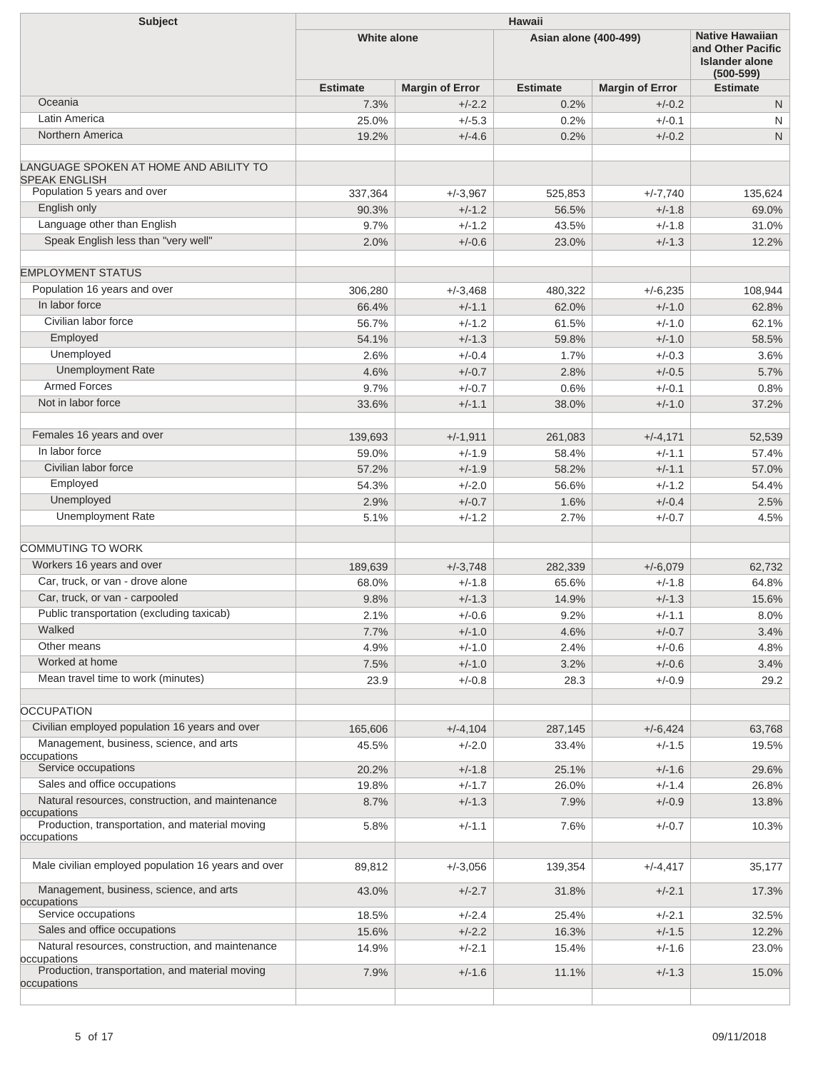| Subject | Hawaii | | | | |
|---|---|---|---|---|---|
| | White alone | | Asian alone (400-499) | | Native Hawaiian and Other Pacific Islander alone (500-599) |
| | Estimate | Margin of Error | Estimate | Margin of Error | Estimate |
| Oceania | 7.3% | +/-2.2 | 0.2% | +/-0.2 | N |
| Latin America | 25.0% | +/-5.3 | 0.2% | +/-0.1 | N |
| Northern America | 19.2% | +/-4.6 | 0.2% | +/-0.2 | N |
| | | | | | |
| LANGUAGE SPOKEN AT HOME AND ABILITY TO SPEAK ENGLISH | | | | | |
| Population 5 years and over | 337,364 | +/-3,967 | 525,853 | +/-7,740 | 135,624 |
| English only | 90.3% | +/-1.2 | 56.5% | +/-1.8 | 69.0% |
| Language other than English | 9.7% | +/-1.2 | 43.5% | +/-1.8 | 31.0% |
| Speak English less than "very well" | 2.0% | +/-0.6 | 23.0% | +/-1.3 | 12.2% |
| | | | | | |
| EMPLOYMENT STATUS | | | | | |
| Population 16 years and over | 306,280 | +/-3,468 | 480,322 | +/-6,235 | 108,944 |
| In labor force | 66.4% | +/-1.1 | 62.0% | +/-1.0 | 62.8% |
| Civilian labor force | 56.7% | +/-1.2 | 61.5% | +/-1.0 | 62.1% |
| Employed | 54.1% | +/-1.3 | 59.8% | +/-1.0 | 58.5% |
| Unemployed | 2.6% | +/-0.4 | 1.7% | +/-0.3 | 3.6% |
| Unemployment Rate | 4.6% | +/-0.7 | 2.8% | +/-0.5 | 5.7% |
| Armed Forces | 9.7% | +/-0.7 | 0.6% | +/-0.1 | 0.8% |
| Not in labor force | 33.6% | +/-1.1 | 38.0% | +/-1.0 | 37.2% |
| | | | | | |
| Females 16 years and over | 139,693 | +/-1,911 | 261,083 | +/-4,171 | 52,539 |
| In labor force | 59.0% | +/-1.9 | 58.4% | +/-1.1 | 57.4% |
| Civilian labor force | 57.2% | +/-1.9 | 58.2% | +/-1.1 | 57.0% |
| Employed | 54.3% | +/-2.0 | 56.6% | +/-1.2 | 54.4% |
| Unemployed | 2.9% | +/-0.7 | 1.6% | +/-0.4 | 2.5% |
| Unemployment Rate | 5.1% | +/-1.2 | 2.7% | +/-0.7 | 4.5% |
| | | | | | |
| COMMUTING TO WORK | | | | | |
| Workers 16 years and over | 189,639 | +/-3,748 | 282,339 | +/-6,079 | 62,732 |
| Car, truck, or van - drove alone | 68.0% | +/-1.8 | 65.6% | +/-1.8 | 64.8% |
| Car, truck, or van - carpooled | 9.8% | +/-1.3 | 14.9% | +/-1.3 | 15.6% |
| Public transportation (excluding taxicab) | 2.1% | +/-0.6 | 9.2% | +/-1.1 | 8.0% |
| Walked | 7.7% | +/-1.0 | 4.6% | +/-0.7 | 3.4% |
| Other means | 4.9% | +/-1.0 | 2.4% | +/-0.6 | 4.8% |
| Worked at home | 7.5% | +/-1.0 | 3.2% | +/-0.6 | 3.4% |
| Mean travel time to work (minutes) | 23.9 | +/-0.8 | 28.3 | +/-0.9 | 29.2 |
| | | | | | |
| OCCUPATION | | | | | |
| Civilian employed population 16 years and over | 165,606 | +/-4,104 | 287,145 | +/-6,424 | 63,768 |
| Management, business, science, and arts occupations | 45.5% | +/-2.0 | 33.4% | +/-1.5 | 19.5% |
| Service occupations | 20.2% | +/-1.8 | 25.1% | +/-1.6 | 29.6% |
| Sales and office occupations | 19.8% | +/-1.7 | 26.0% | +/-1.4 | 26.8% |
| Natural resources, construction, and maintenance occupations | 8.7% | +/-1.3 | 7.9% | +/-0.9 | 13.8% |
| Production, transportation, and material moving occupations | 5.8% | +/-1.1 | 7.6% | +/-0.7 | 10.3% |
| | | | | | |
| Male civilian employed population 16 years and over | 89,812 | +/-3,056 | 139,354 | +/-4,417 | 35,177 |
| Management, business, science, and arts occupations | 43.0% | +/-2.7 | 31.8% | +/-2.1 | 17.3% |
| Service occupations | 18.5% | +/-2.4 | 25.4% | +/-2.1 | 32.5% |
| Sales and office occupations | 15.6% | +/-2.2 | 16.3% | +/-1.5 | 12.2% |
| Natural resources, construction, and maintenance occupations | 14.9% | +/-2.1 | 15.4% | +/-1.6 | 23.0% |
| Production, transportation, and material moving occupations | 7.9% | +/-1.6 | 11.1% | +/-1.3 | 15.0% |

09/11/2018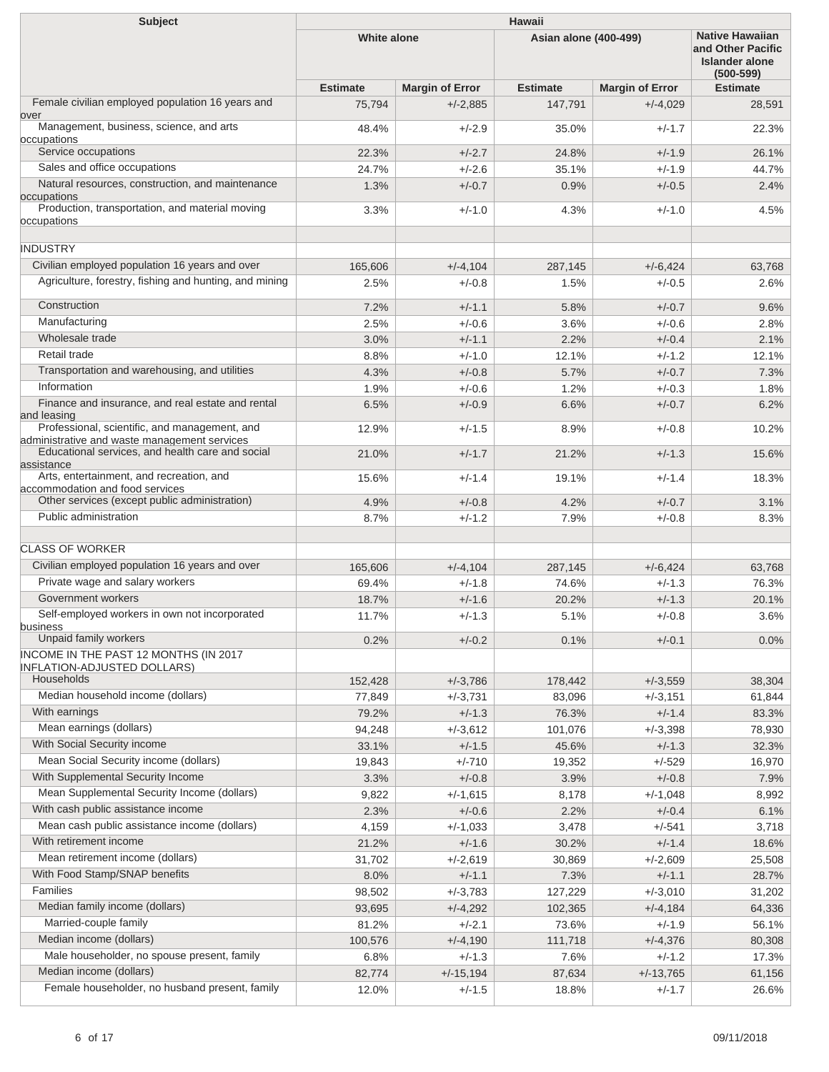| Subject | Hawaii | | | | |
|---|---|---|---|---|---|
| | White alone | | Asian alone (400-499) | | Native Hawaiian and Other Pacific Islander alone (500-599) |
| | Estimate | Margin of Error | Estimate | Margin of Error | Estimate |
| Female civilian employed population 16 years and over | 75,794 | +/-2,885 | 147,791 | +/-4,029 | 28,591 |
| Management, business, science, and arts occupations | 48.4% | +/-2.9 | 35.0% | +/-1.7 | 22.3% |
| Service occupations | 22.3% | +/-2.7 | 24.8% | +/-1.9 | 26.1% |
| Sales and office occupations | 24.7% | +/-2.6 | 35.1% | +/-1.9 | 44.7% |
| Natural resources, construction, and maintenance occupations | 1.3% | +/-0.7 | 0.9% | +/-0.5 | 2.4% |
| Production, transportation, and material moving occupations | 3.3% | +/-1.0 | 4.3% | +/-1.0 | 4.5% |
| | | | | | |
| INDUSTRY | | | | | |
| Civilian employed population 16 years and over | 165,606 | +/-4,104 | 287,145 | +/-6,424 | 63,768 |
| Agriculture, forestry, fishing and hunting, and mining | 2.5% | +/-0.8 | 1.5% | +/-0.5 | 2.6% |
| Construction | 7.2% | +/-1.1 | 5.8% | +/-0.7 | 9.6% |
| Manufacturing | 2.5% | +/-0.6 | 3.6% | +/-0.6 | 2.8% |
| Wholesale trade | 3.0% | +/-1.1 | 2.2% | +/-0.4 | 2.1% |
| Retail trade | 8.8% | +/-1.0 | 12.1% | +/-1.2 | 12.1% |
| Transportation and warehousing, and utilities | 4.3% | +/-0.8 | 5.7% | +/-0.7 | 7.3% |
| Information | 1.9% | +/-0.6 | 1.2% | +/-0.3 | 1.8% |
| Finance and insurance, and real estate and rental and leasing | 6.5% | +/-0.9 | 6.6% | +/-0.7 | 6.2% |
| Professional, scientific, and management, and administrative and waste management services | 12.9% | +/-1.5 | 8.9% | +/-0.8 | 10.2% |
| Educational services, and health care and social assistance | 21.0% | +/-1.7 | 21.2% | +/-1.3 | 15.6% |
| Arts, entertainment, and recreation, and accommodation and food services | 15.6% | +/-1.4 | 19.1% | +/-1.4 | 18.3% |
| Other services (except public administration) | 4.9% | +/-0.8 | 4.2% | +/-0.7 | 3.1% |
| Public administration | 8.7% | +/-1.2 | 7.9% | +/-0.8 | 8.3% |
| | | | | | |
| CLASS OF WORKER | | | | | |
| Civilian employed population 16 years and over | 165,606 | +/-4,104 | 287,145 | +/-6,424 | 63,768 |
| Private wage and salary workers | 69.4% | +/-1.8 | 74.6% | +/-1.3 | 76.3% |
| Government workers | 18.7% | +/-1.6 | 20.2% | +/-1.3 | 20.1% |
| Self-employed workers in own not incorporated business | 11.7% | +/-1.3 | 5.1% | +/-0.8 | 3.6% |
| Unpaid family workers | 0.2% | +/-0.2 | 0.1% | +/-0.1 | 0.0% |
| INCOME IN THE PAST 12 MONTHS (IN 2017 INFLATION-ADJUSTED DOLLARS) | | | | | |
| Households | 152,428 | +/-3,786 | 178,442 | +/-3,559 | 38,304 |
| Median household income (dollars) | 77,849 | +/-3,731 | 83,096 | +/-3,151 | 61,844 |
| With earnings | 79.2% | +/-1.3 | 76.3% | +/-1.4 | 83.3% |
| Mean earnings (dollars) | 94,248 | +/-3,612 | 101,076 | +/-3,398 | 78,930 |
| With Social Security income | 33.1% | +/-1.5 | 45.6% | +/-1.3 | 32.3% |
| Mean Social Security income (dollars) | 19,843 | +/-710 | 19,352 | +/-529 | 16,970 |
| With Supplemental Security Income | 3.3% | +/-0.8 | 3.9% | +/-0.8 | 7.9% |
| Mean Supplemental Security Income (dollars) | 9,822 | +/-1,615 | 8,178 | +/-1,048 | 8,992 |
| With cash public assistance income | 2.3% | +/-0.6 | 2.2% | +/-0.4 | 6.1% |
| Mean cash public assistance income (dollars) | 4,159 | +/-1,033 | 3,478 | +/-541 | 3,718 |
| With retirement income | 21.2% | +/-1.6 | 30.2% | +/-1.4 | 18.6% |
| Mean retirement income (dollars) | 31,702 | +/-2,619 | 30,869 | +/-2,609 | 25,508 |
| With Food Stamp/SNAP benefits | 8.0% | +/-1.1 | 7.3% | +/-1.1 | 28.7% |
| Families | 98,502 | +/-3,783 | 127,229 | +/-3,010 | 31,202 |
| Median family income (dollars) | 93,695 | +/-4,292 | 102,365 | +/-4,184 | 64,336 |
| Married-couple family | 81.2% | +/-2.1 | 73.6% | +/-1.9 | 56.1% |
| Median income (dollars) | 100,576 | +/-4,190 | 111,718 | +/-4,376 | 80,308 |
| Male householder, no spouse present, family | 6.8% | +/-1.3 | 7.6% | +/-1.2 | 17.3% |
| Median income (dollars) | 82,774 | +/-15,194 | 87,634 | +/-13,765 | 61,156 |
| Female householder, no husband present, family | 12.0% | +/-1.5 | 18.8% | +/-1.7 | 26.6% |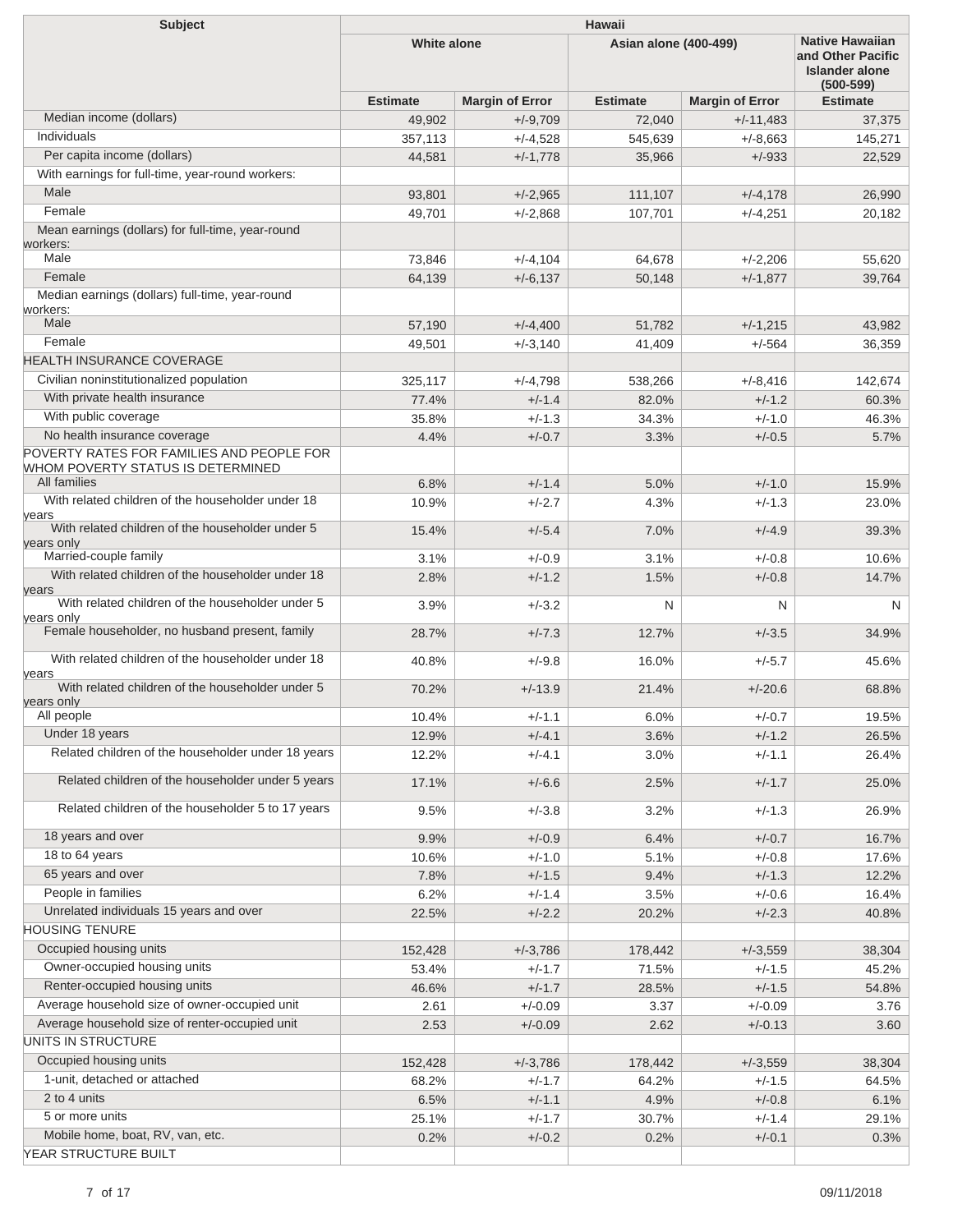| Subject | Hawaii | | | | |
|---|---|---|---|---|---|
| | White alone | | Asian alone (400-499) | | Native Hawaiian and Other Pacific Islander alone (500-599) |
| | Estimate | Margin of Error | Estimate | Margin of Error | Estimate |
| Median income (dollars) | 49,902 | +/-9,709 | 72,040 | +/-11,483 | 37,375 |
| Individuals | 357,113 | +/-4,528 | 545,639 | +/-8,663 | 145,271 |
| Per capita income (dollars) | 44,581 | +/-1,778 | 35,966 | +/-933 | 22,529 |
| With earnings for full-time, year-round workers: | | | | | |
| Male | 93,801 | +/-2,965 | 111,107 | +/-4,178 | 26,990 |
| Female | 49,701 | +/-2,868 | 107,701 | +/-4,251 | 20,182 |
| Mean earnings (dollars) for full-time, year-round workers: | | | | | |
| Male | 73,846 | +/-4,104 | 64,678 | +/-2,206 | 55,620 |
| Female | 64,139 | +/-6,137 | 50,148 | +/-1,877 | 39,764 |
| Median earnings (dollars) full-time, year-round workers: | | | | | |
| Male | 57,190 | +/-4,400 | 51,782 | +/-1,215 | 43,982 |
| Female | 49,501 | +/-3,140 | 41,409 | +/-564 | 36,359 |
| HEALTH INSURANCE COVERAGE | | | | | |
| Civilian noninstitutionalized population | 325,117 | +/-4,798 | 538,266 | +/-8,416 | 142,674 |
| With private health insurance | 77.4% | +/-1.4 | 82.0% | +/-1.2 | 60.3% |
| With public coverage | 35.8% | +/-1.3 | 34.3% | +/-1.0 | 46.3% |
| No health insurance coverage | 4.4% | +/-0.7 | 3.3% | +/-0.5 | 5.7% |
| POVERTY RATES FOR FAMILIES AND PEOPLE FOR WHOM POVERTY STATUS IS DETERMINED | | | | | |
| All families | 6.8% | +/-1.4 | 5.0% | +/-1.0 | 15.9% |
| With related children of the householder under 18 years | 10.9% | +/-2.7 | 4.3% | +/-1.3 | 23.0% |
| With related children of the householder under 5 years only | 15.4% | +/-5.4 | 7.0% | +/-4.9 | 39.3% |
| Married-couple family | 3.1% | +/-0.9 | 3.1% | +/-0.8 | 10.6% |
| With related children of the householder under 18 years | 2.8% | +/-1.2 | 1.5% | +/-0.8 | 14.7% |
| With related children of the householder under 5 years only | 3.9% | +/-3.2 | N | N | N |
| Female householder, no husband present, family | 28.7% | +/-7.3 | 12.7% | +/-3.5 | 34.9% |
| With related children of the householder under 18 years | 40.8% | +/-9.8 | 16.0% | +/-5.7 | 45.6% |
| With related children of the householder under 5 years only | 70.2% | +/-13.9 | 21.4% | +/-20.6 | 68.8% |
| All people | 10.4% | +/-1.1 | 6.0% | +/-0.7 | 19.5% |
| Under 18 years | 12.9% | +/-4.1 | 3.6% | +/-1.2 | 26.5% |
| Related children of the householder under 18 years | 12.2% | +/-4.1 | 3.0% | +/-1.1 | 26.4% |
| Related children of the householder under 5 years | 17.1% | +/-6.6 | 2.5% | +/-1.7 | 25.0% |
| Related children of the householder 5 to 17 years | 9.5% | +/-3.8 | 3.2% | +/-1.3 | 26.9% |
| 18 years and over | 9.9% | +/-0.9 | 6.4% | +/-0.7 | 16.7% |
| 18 to 64 years | 10.6% | +/-1.0 | 5.1% | +/-0.8 | 17.6% |
| 65 years and over | 7.8% | +/-1.5 | 9.4% | +/-1.3 | 12.2% |
| People in families | 6.2% | +/-1.4 | 3.5% | +/-0.6 | 16.4% |
| Unrelated individuals 15 years and over | 22.5% | +/-2.2 | 20.2% | +/-2.3 | 40.8% |
| HOUSING TENURE | | | | | |
| Occupied housing units | 152,428 | +/-3,786 | 178,442 | +/-3,559 | 38,304 |
| Owner-occupied housing units | 53.4% | +/-1.7 | 71.5% | +/-1.5 | 45.2% |
| Renter-occupied housing units | 46.6% | +/-1.7 | 28.5% | +/-1.5 | 54.8% |
| Average household size of owner-occupied unit | 2.61 | +/-0.09 | 3.37 | +/-0.09 | 3.76 |
| Average household size of renter-occupied unit | 2.53 | +/-0.09 | 2.62 | +/-0.13 | 3.60 |
| UNITS IN STRUCTURE | | | | | |
| Occupied housing units | 152,428 | +/-3,786 | 178,442 | +/-3,559 | 38,304 |
| 1-unit, detached or attached | 68.2% | +/-1.7 | 64.2% | +/-1.5 | 64.5% |
| 2 to 4 units | 6.5% | +/-1.1 | 4.9% | +/-0.8 | 6.1% |
| 5 or more units | 25.1% | +/-1.7 | 30.7% | +/-1.4 | 29.1% |
| Mobile home, boat, RV, van, etc. | 0.2% | +/-0.2 | 0.2% | +/-0.1 | 0.3% |
| YEAR STRUCTURE BUILT | | | | | |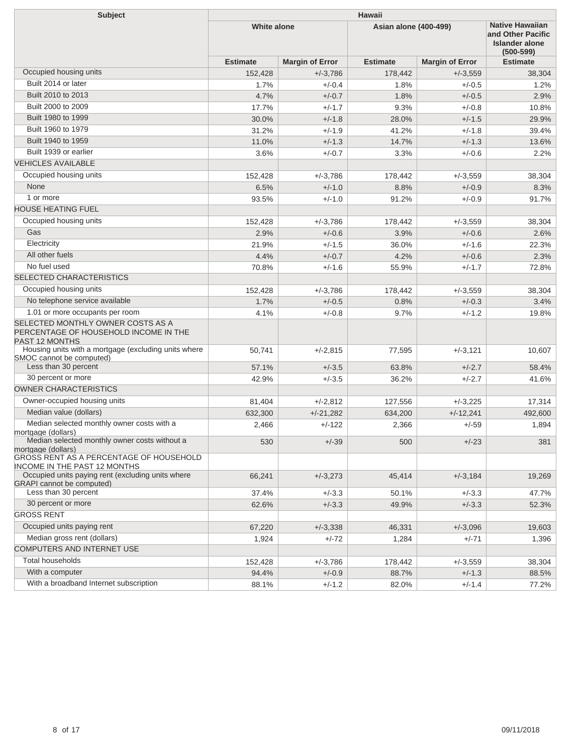| Subject | Hawaii | | | | |
|---|---|---|---|---|---|
| | White alone | | Asian alone (400-499) | | Native Hawaiian and Other Pacific Islander alone (500-599) |
| | Estimate | Margin of Error | Estimate | Margin of Error | Estimate |
| Occupied housing units | 152,428 | +/-3,786 | 178,442 | +/-3,559 | 38,304 |
| Built 2014 or later | 1.7% | +/-0.4 | 1.8% | +/-0.5 | 1.2% |
| Built 2010 to 2013 | 4.7% | +/-0.7 | 1.8% | +/-0.5 | 2.9% |
| Built 2000 to 2009 | 17.7% | +/-1.7 | 9.3% | +/-0.8 | 10.8% |
| Built 1980 to 1999 | 30.0% | +/-1.8 | 28.0% | +/-1.5 | 29.9% |
| Built 1960 to 1979 | 31.2% | +/-1.9 | 41.2% | +/-1.8 | 39.4% |
| Built 1940 to 1959 | 11.0% | +/-1.3 | 14.7% | +/-1.3 | 13.6% |
| Built 1939 or earlier | 3.6% | +/-0.7 | 3.3% | +/-0.6 | 2.2% |
| VEHICLES AVAILABLE | | | | | |
| Occupied housing units | 152,428 | +/-3,786 | 178,442 | +/-3,559 | 38,304 |
| None | 6.5% | +/-1.0 | 8.8% | +/-0.9 | 8.3% |
| 1 or more | 93.5% | +/-1.0 | 91.2% | +/-0.9 | 91.7% |
| HOUSE HEATING FUEL | | | | | |
| Occupied housing units | 152,428 | +/-3,786 | 178,442 | +/-3,559 | 38,304 |
| Gas | 2.9% | +/-0.6 | 3.9% | +/-0.6 | 2.6% |
| Electricity | 21.9% | +/-1.5 | 36.0% | +/-1.6 | 22.3% |
| All other fuels | 4.4% | +/-0.7 | 4.2% | +/-0.6 | 2.3% |
| No fuel used | 70.8% | +/-1.6 | 55.9% | +/-1.7 | 72.8% |
| SELECTED CHARACTERISTICS | | | | | |
| Occupied housing units | 152,428 | +/-3,786 | 178,442 | +/-3,559 | 38,304 |
| No telephone service available | 1.7% | +/-0.5 | 0.8% | +/-0.3 | 3.4% |
| 1.01 or more occupants per room | 4.1% | +/-0.8 | 9.7% | +/-1.2 | 19.8% |
| SELECTED MONTHLY OWNER COSTS AS A PERCENTAGE OF HOUSEHOLD INCOME IN THE PAST 12 MONTHS | | | | | |
| Housing units with a mortgage (excluding units where SMOC cannot be computed) | 50,741 | +/-2,815 | 77,595 | +/-3,121 | 10,607 |
| Less than 30 percent | 57.1% | +/-3.5 | 63.8% | +/-2.7 | 58.4% |
| 30 percent or more | 42.9% | +/-3.5 | 36.2% | +/-2.7 | 41.6% |
| OWNER CHARACTERISTICS | | | | | |
| Owner-occupied housing units | 81,404 | +/-2,812 | 127,556 | +/-3,225 | 17,314 |
| Median value (dollars) | 632,300 | +/-21,282 | 634,200 | +/-12,241 | 492,600 |
| Median selected monthly owner costs with a mortgage (dollars) | 2,466 | +/-122 | 2,366 | +/-59 | 1,894 |
| Median selected monthly owner costs without a mortgage (dollars) | 530 | +/-39 | 500 | +/-23 | 381 |
| GROSS RENT AS A PERCENTAGE OF HOUSEHOLD INCOME IN THE PAST 12 MONTHS | | | | | |
| Occupied units paying rent (excluding units where GRAPI cannot be computed) | 66,241 | +/-3,273 | 45,414 | +/-3,184 | 19,269 |
| Less than 30 percent | 37.4% | +/-3.3 | 50.1% | +/-3.3 | 47.7% |
| 30 percent or more | 62.6% | +/-3.3 | 49.9% | +/-3.3 | 52.3% |
| GROSS RENT | | | | | |
| Occupied units paying rent | 67,220 | +/-3,338 | 46,331 | +/-3,096 | 19,603 |
| Median gross rent (dollars) | 1,924 | +/-72 | 1,284 | +/-71 | 1,396 |
| COMPUTERS AND INTERNET USE | | | | | |
| Total households | 152,428 | +/-3,786 | 178,442 | +/-3,559 | 38,304 |
| With a computer | 94.4% | +/-0.9 | 88.7% | +/-1.3 | 88.5% |
| With a broadband Internet subscription | 88.1% | +/-1.2 | 82.0% | +/-1.4 | 77.2% |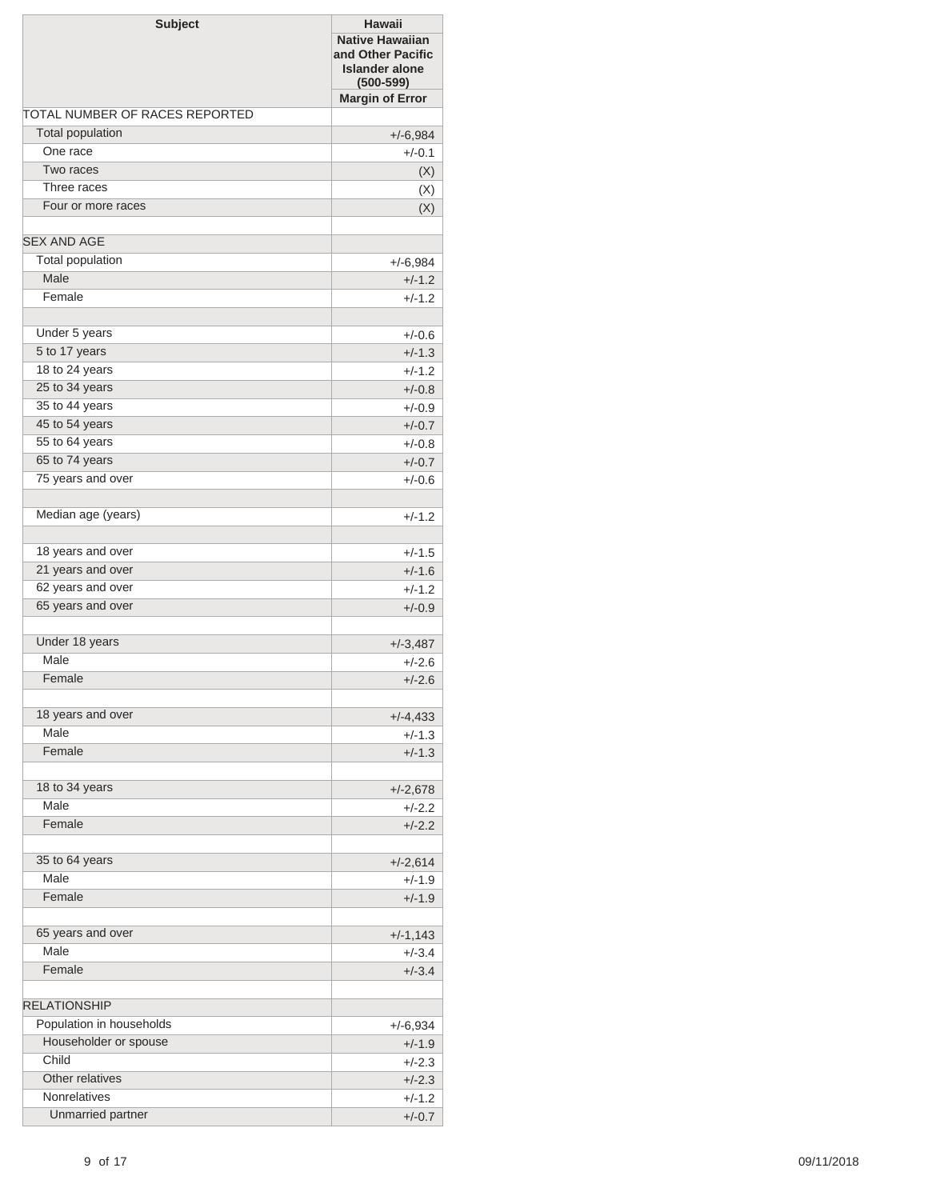| Subject | Hawaii |
|---|---|
| | Native Hawaiian and Other Pacific Islander alone (500-599) |
| | Margin of Error |
| TOTAL NUMBER OF RACES REPORTED | |
| Total population | +/-6,984 |
| One race | +/-0.1 |
| Two races | (X) |
| Three races | (X) |
| Four or more races | (X) |
| | |
| SEX AND AGE | |
| Total population | +/-6,984 |
| Male | +/-1.2 |
| Female | +/-1.2 |
| | |
| Under 5 years | +/-0.6 |
| 5 to 17 years | +/-1.3 |
| 18 to 24 years | +/-1.2 |
| 25 to 34 years | +/-0.8 |
| 35 to 44 years | +/-0.9 |
| 45 to 54 years | +/-0.7 |
| 55 to 64 years | +/-0.8 |
| 65 to 74 years | +/-0.7 |
| 75 years and over | +/-0.6 |
| | |
| Median age (years) | +/-1.2 |
| | |
| 18 years and over | +/-1.5 |
| 21 years and over | +/-1.6 |
| 62 years and over | +/-1.2 |
| 65 years and over | +/-0.9 |
| | |
| Under 18 years | +/-3,487 |
| Male | +/-2.6 |
| Female | +/-2.6 |
| | |
| 18 years and over | +/-4,433 |
| Male | +/-1.3 |
| Female | +/-1.3 |
| | |
| 18 to 34 years | +/-2,678 |
| Male | +/-2.2 |
| Female | +/-2.2 |
| | |
| 35 to 64 years | +/-2,614 |
| Male | +/-1.9 |
| Female | +/-1.9 |
| | |
| 65 years and over | +/-1,143 |
| Male | +/-3.4 |
| Female | +/-3.4 |
| | |
| RELATIONSHIP | |
| Population in households | +/-6,934 |
| Householder or spouse | +/-1.9 |
| Child | +/-2.3 |
| Other relatives | +/-2.3 |
| Nonrelatives | +/-1.2 |
| Unmarried partner | +/-0.7 |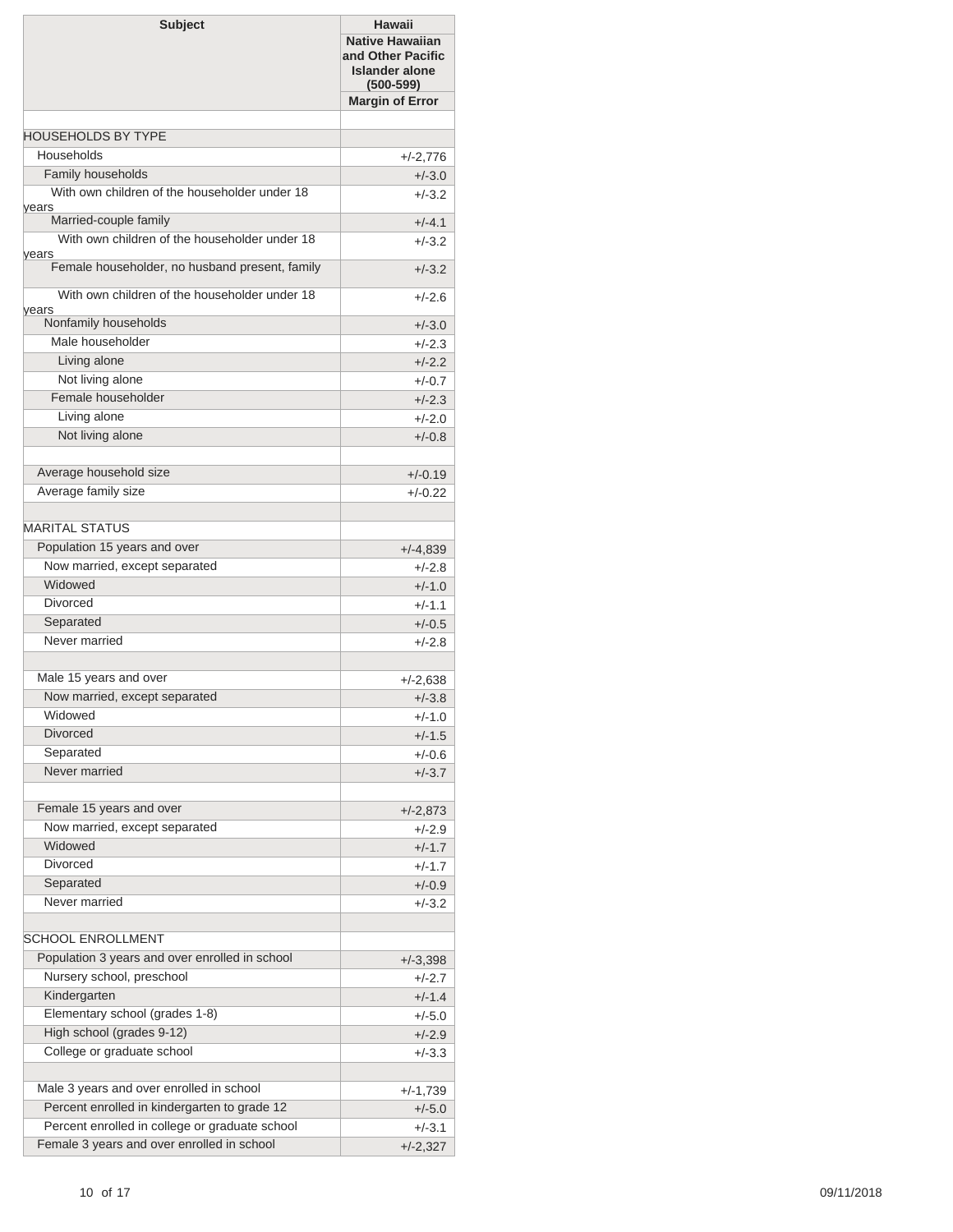| Subject | Hawaii |
|---|---|
| | Native Hawaiian and Other Pacific Islander alone (500-599) |
| | Margin of Error |
| | |
| HOUSEHOLDS BY TYPE | |
| Households | +/-2,776 |
| Family households | +/-3.0 |
| With own children of the householder under 18 years | +/-3.2 |
| Married-couple family | +/-4.1 |
| With own children of the householder under 18 years | +/-3.2 |
| Female householder, no husband present, family | +/-3.2 |
| With own children of the householder under 18 years | +/-2.6 |
| Nonfamily households | +/-3.0 |
| Male householder | +/-2.3 |
| Living alone | +/-2.2 |
| Not living alone | +/-0.7 |
| Female householder | +/-2.3 |
| Living alone | +/-2.0 |
| Not living alone | +/-0.8 |
| | |
| Average household size | +/-0.19 |
| Average family size | +/-0.22 |
| | |
| MARITAL STATUS | |
| Population 15 years and over | +/-4,839 |
| Now married, except separated | +/-2.8 |
| Widowed | +/-1.0 |
| Divorced | +/-1.1 |
| Separated | +/-0.5 |
| Never married | +/-2.8 |
| | |
| Male 15 years and over | +/-2,638 |
| Now married, except separated | +/-3.8 |
| Widowed | +/-1.0 |
| Divorced | +/-1.5 |
| Separated | +/-0.6 |
| Never married | +/-3.7 |
| | |
| Female 15 years and over | +/-2,873 |
| Now married, except separated | +/-2.9 |
| Widowed | +/-1.7 |
| Divorced | +/-1.7 |
| Separated | +/-0.9 |
| Never married | +/-3.2 |
| | |
| SCHOOL ENROLLMENT | |
| Population 3 years and over enrolled in school | +/-3,398 |
| Nursery school, preschool | +/-2.7 |
| Kindergarten | +/-1.4 |
| Elementary school (grades 1-8) | +/-5.0 |
| High school (grades 9-12) | +/-2.9 |
| College or graduate school | +/-3.3 |
| | |
| Male 3 years and over enrolled in school | +/-1,739 |
| Percent enrolled in kindergarten to grade 12 | +/-5.0 |
| Percent enrolled in college or graduate school | +/-3.1 |
| Female 3 years and over enrolled in school | +/-2,327 |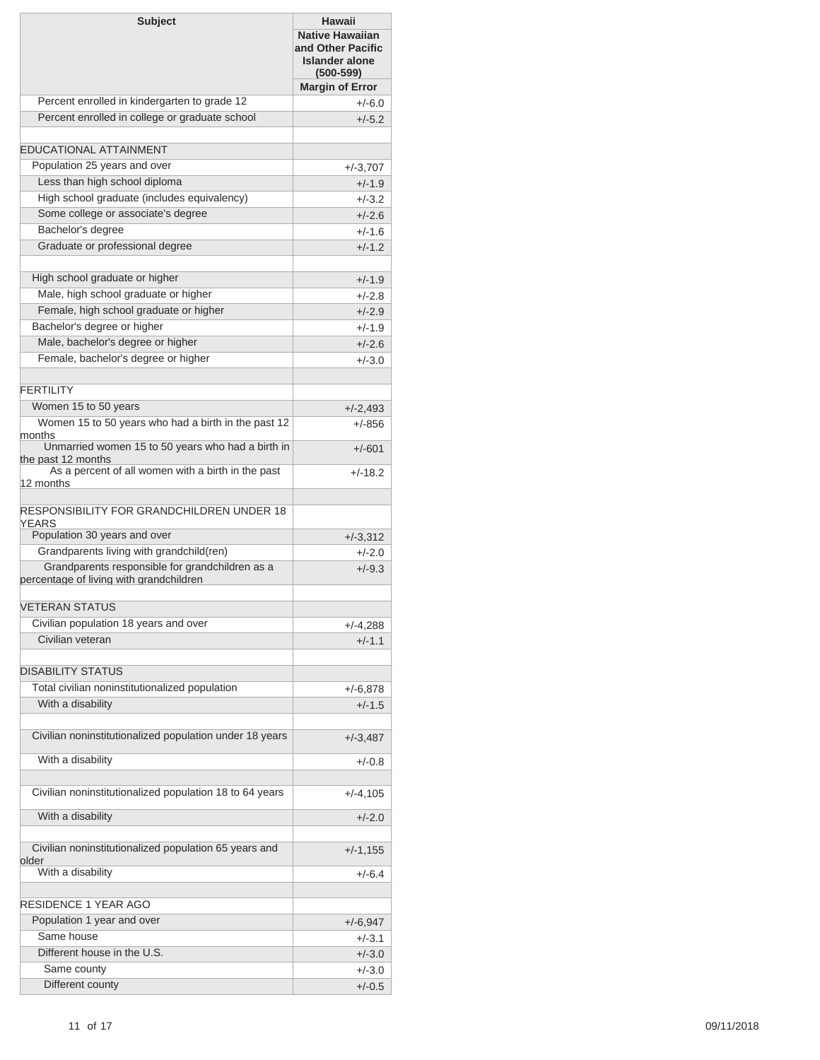| Subject | Hawaii |
|---|---|
| | Native Hawaiian and Other Pacific Islander alone (500-599) |
| | Margin of Error |
| Percent enrolled in kindergarten to grade 12 | +/-6.0 |
| Percent enrolled in college or graduate school | +/-5.2 |
| | |
| EDUCATIONAL ATTAINMENT | |
| Population 25 years and over | +/-3,707 |
| Less than high school diploma | +/-1.9 |
| High school graduate (includes equivalency) | +/-3.2 |
| Some college or associate's degree | +/-2.6 |
| Bachelor's degree | +/-1.6 |
| Graduate or professional degree | +/-1.2 |
| | |
| High school graduate or higher | +/-1.9 |
| Male, high school graduate or higher | +/-2.8 |
| Female, high school graduate or higher | +/-2.9 |
| Bachelor's degree or higher | +/-1.9 |
| Male, bachelor's degree or higher | +/-2.6 |
| Female, bachelor's degree or higher | +/-3.0 |
| | |
| FERTILITY | |
| Women 15 to 50 years | +/-2,493 |
| Women 15 to 50 years who had a birth in the past 12 months | +/-856 |
| Unmarried women 15 to 50 years who had a birth in the past 12 months | +/-601 |
| As a percent of all women with a birth in the past 12 months | +/-18.2 |
| | |
| RESPONSIBILITY FOR GRANDCHILDREN UNDER 18 YEARS | |
| Population 30 years and over | +/-3,312 |
| Grandparents living with grandchild(ren) | +/-2.0 |
| Grandparents responsible for grandchildren as a percentage of living with grandchildren | +/-9.3 |
| | |
| VETERAN STATUS | |
| Civilian population 18 years and over | +/-4,288 |
| Civilian veteran | +/-1.1 |
| | |
| DISABILITY STATUS | |
| Total civilian noninstitutionalized population | +/-6,878 |
| With a disability | +/-1.5 |
| | |
| Civilian noninstitutionalized population under 18 years | +/-3,487 |
| With a disability | +/-0.8 |
| | |
| Civilian noninstitutionalized population 18 to 64 years | +/-4,105 |
| With a disability | +/-2.0 |
| | |
| Civilian noninstitutionalized population 65 years and older | +/-1,155 |
| With a disability | +/-6.4 |
| | |
| RESIDENCE 1 YEAR AGO | |
| Population 1 year and over | +/-6,947 |
| Same house | +/-3.1 |
| Different house in the U.S. | +/-3.0 |
| Same county | +/-3.0 |
| Different county | +/-0.5 |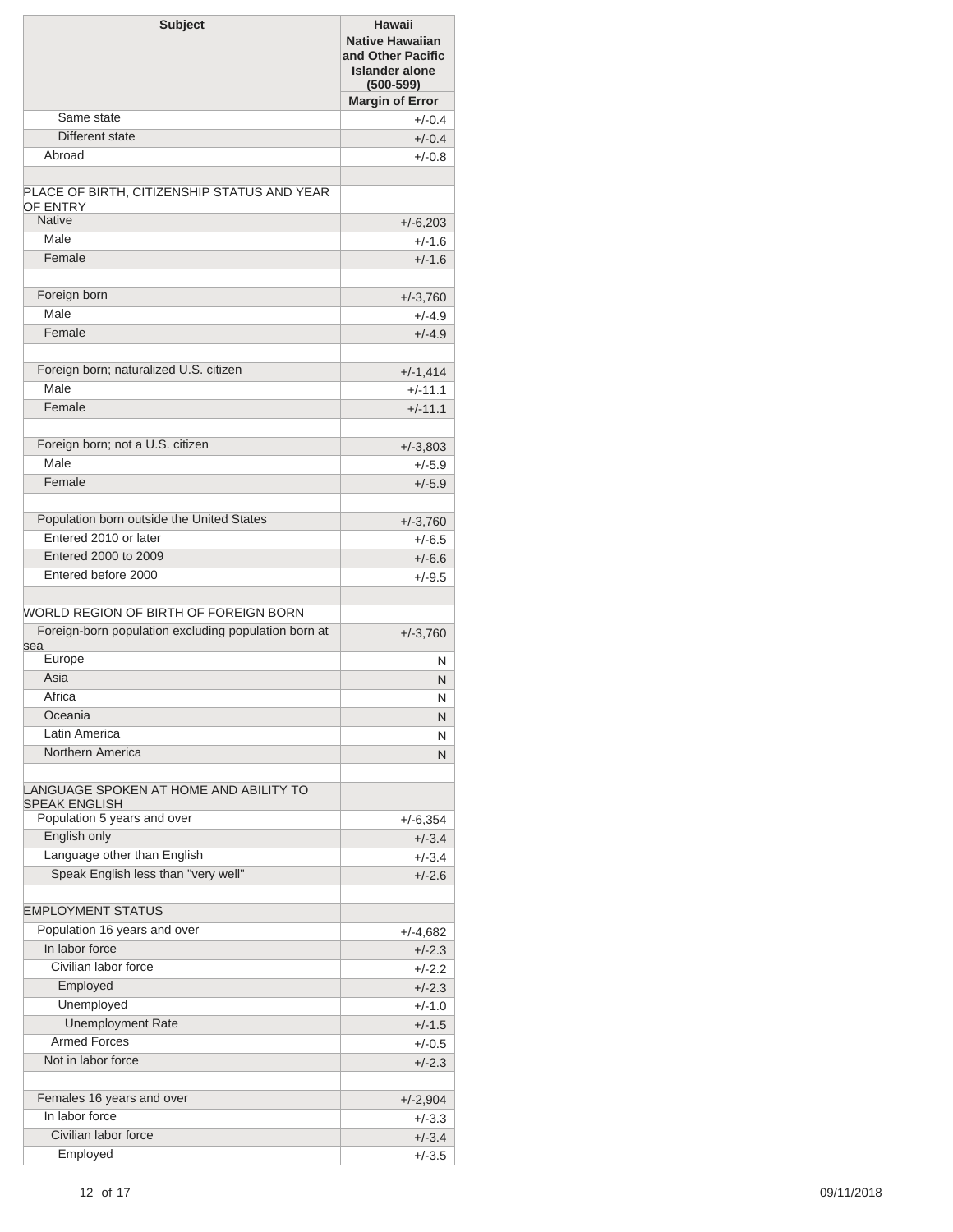| Subject | Hawaii |
|---|---|
| | Native Hawaiian and Other Pacific Islander alone (500-599) |
| | Margin of Error |
| Same state | +/-0.4 |
| Different state | +/-0.4 |
| Abroad | +/-0.8 |
| | |
| PLACE OF BIRTH, CITIZENSHIP STATUS AND YEAR OF ENTRY | |
| Native | +/-6,203 |
| Male | +/-1.6 |
| Female | +/-1.6 |
| | |
| Foreign born | +/-3,760 |
| Male | +/-4.9 |
| Female | +/-4.9 |
| | |
| Foreign born; naturalized U.S. citizen | +/-1,414 |
| Male | +/-11.1 |
| Female | +/-11.1 |
| | |
| Foreign born; not a U.S. citizen | +/-3,803 |
| Male | +/-5.9 |
| Female | +/-5.9 |
| | |
| Population born outside the United States | +/-3,760 |
| Entered 2010 or later | +/-6.5 |
| Entered 2000 to 2009 | +/-6.6 |
| Entered before 2000 | +/-9.5 |
| | |
| WORLD REGION OF BIRTH OF FOREIGN BORN | |
| Foreign-born population excluding population born at sea | +/-3,760 |
| Europe | N |
| Asia | N |
| Africa | N |
| Oceania | N |
| Latin America | N |
| Northern America | N |
| | |
| LANGUAGE SPOKEN AT HOME AND ABILITY TO SPEAK ENGLISH | |
| Population 5 years and over | +/-6,354 |
| English only | +/-3.4 |
| Language other than English | +/-3.4 |
| Speak English less than "very well" | +/-2.6 |
| | |
| EMPLOYMENT STATUS | |
| Population 16 years and over | +/-4,682 |
| In labor force | +/-2.3 |
| Civilian labor force | +/-2.2 |
| Employed | +/-2.3 |
| Unemployed | +/-1.0 |
| Unemployment Rate | +/-1.5 |
| Armed Forces | +/-0.5 |
| Not in labor force | +/-2.3 |
| | |
| Females 16 years and over | +/-2,904 |
| In labor force | +/-3.3 |
| Civilian labor force | +/-3.4 |
| Employed | +/-3.5 |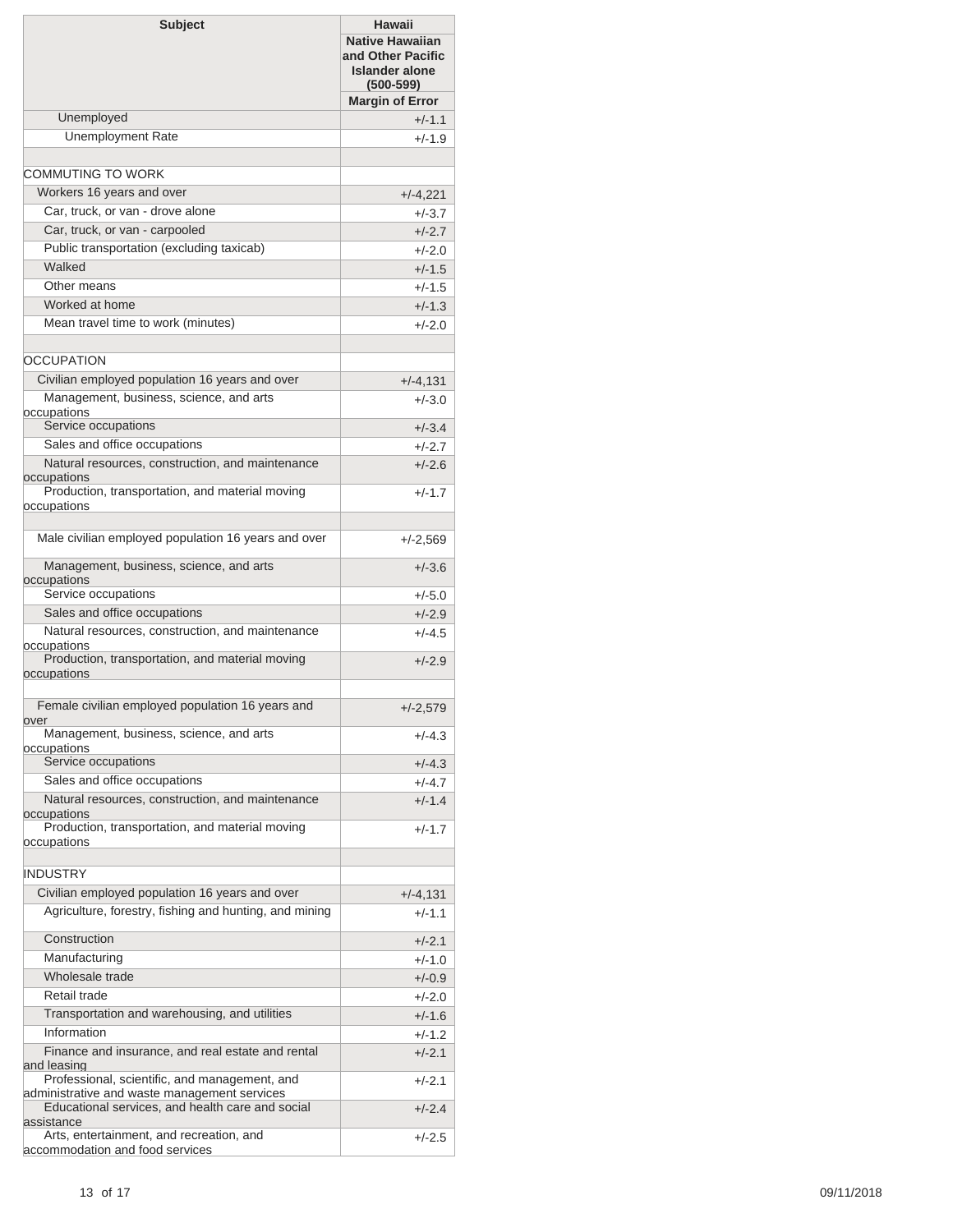| Subject | Hawaii |
|---|---|
| | Native Hawaiian and Other Pacific Islander alone (500-599) |
| | Margin of Error |
| Unemployed | +/-1.1 |
| Unemployment Rate | +/-1.9 |
| | |
| COMMUTING TO WORK | |
| Workers 16 years and over | +/-4,221 |
| Car, truck, or van - drove alone | +/-3.7 |
| Car, truck, or van - carpooled | +/-2.7 |
| Public transportation (excluding taxicab) | +/-2.0 |
| Walked | +/-1.5 |
| Other means | +/-1.5 |
| Worked at home | +/-1.3 |
| Mean travel time to work (minutes) | +/-2.0 |
| | |
| OCCUPATION | |
| Civilian employed population 16 years and over | +/-4,131 |
| Management, business, science, and arts occupations | +/-3.0 |
| Service occupations | +/-3.4 |
| Sales and office occupations | +/-2.7 |
| Natural resources, construction, and maintenance occupations | +/-2.6 |
| Production, transportation, and material moving occupations | +/-1.7 |
| | |
| Male civilian employed population 16 years and over | +/-2,569 |
| Management, business, science, and arts occupations | +/-3.6 |
| Service occupations | +/-5.0 |
| Sales and office occupations | +/-2.9 |
| Natural resources, construction, and maintenance occupations | +/-4.5 |
| Production, transportation, and material moving occupations | +/-2.9 |
| | |
| Female civilian employed population 16 years and over | +/-2,579 |
| Management, business, science, and arts occupations | +/-4.3 |
| Service occupations | +/-4.3 |
| Sales and office occupations | +/-4.7 |
| Natural resources, construction, and maintenance occupations | +/-1.4 |
| Production, transportation, and material moving occupations | +/-1.7 |
| | |
| INDUSTRY | |
| Civilian employed population 16 years and over | +/-4,131 |
| Agriculture, forestry, fishing and hunting, and mining | +/-1.1 |
| Construction | +/-2.1 |
| Manufacturing | +/-1.0 |
| Wholesale trade | +/-0.9 |
| Retail trade | +/-2.0 |
| Transportation and warehousing, and utilities | +/-1.6 |
| Information | +/-1.2 |
| Finance and insurance, and real estate and rental and leasing | +/-2.1 |
| Professional, scientific, and management, and administrative and waste management services | +/-2.1 |
| Educational services, and health care and social assistance | +/-2.4 |
| Arts, entertainment, and recreation, and accommodation and food services | +/-2.5 |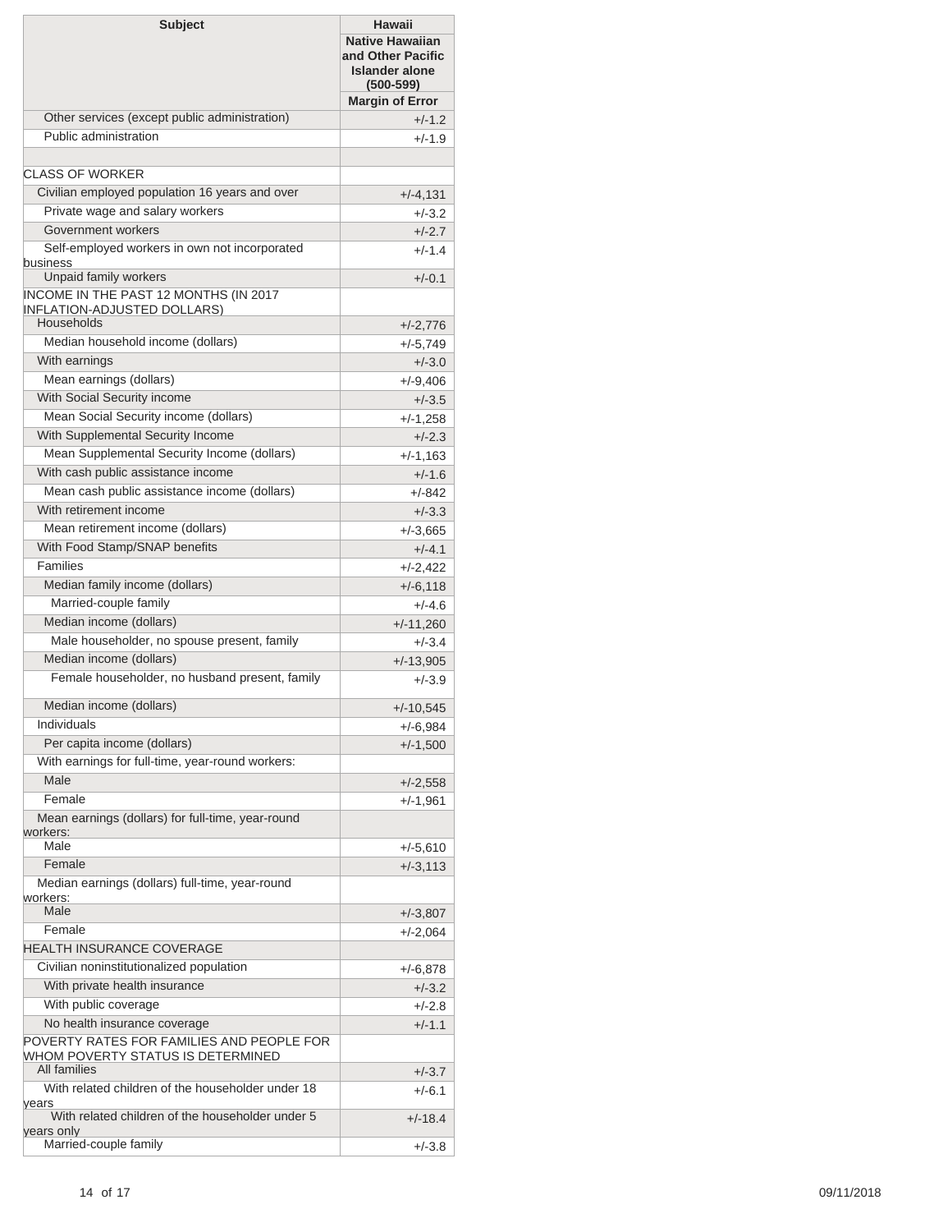| Subject | Hawaii |
|---|---|
| | Native Hawaiian and Other Pacific Islander alone (500-599) |
| | Margin of Error |
| Other services (except public administration) | +/-1.2 |
| Public administration | +/-1.9 |
| | |
| CLASS OF WORKER | |
| Civilian employed population 16 years and over | +/-4,131 |
| Private wage and salary workers | +/-3.2 |
| Government workers | +/-2.7 |
| Self-employed workers in own not incorporated business | +/-1.4 |
| Unpaid family workers | +/-0.1 |
| INCOME IN THE PAST 12 MONTHS (IN 2017 INFLATION-ADJUSTED DOLLARS) | |
| Households | +/-2,776 |
| Median household income (dollars) | +/-5,749 |
| With earnings | +/-3.0 |
| Mean earnings (dollars) | +/-9,406 |
| With Social Security income | +/-3.5 |
| Mean Social Security income (dollars) | +/-1,258 |
| With Supplemental Security Income | +/-2.3 |
| Mean Supplemental Security Income (dollars) | +/-1,163 |
| With cash public assistance income | +/-1.6 |
| Mean cash public assistance income (dollars) | +/-842 |
| With retirement income | +/-3.3 |
| Mean retirement income (dollars) | +/-3,665 |
| With Food Stamp/SNAP benefits | +/-4.1 |
| Families | +/-2,422 |
| Median family income (dollars) | +/-6,118 |
| Married-couple family | +/-4.6 |
| Median income (dollars) | +/-11,260 |
| Male householder, no spouse present, family | +/-3.4 |
| Median income (dollars) | +/-13,905 |
| Female householder, no husband present, family | +/-3.9 |
| Median income (dollars) | +/-10,545 |
| Individuals | +/-6,984 |
| Per capita income (dollars) | +/-1,500 |
| With earnings for full-time, year-round workers: | |
| Male | +/-2,558 |
| Female | +/-1,961 |
| Mean earnings (dollars) for full-time, year-round workers: | |
| Male | +/-5,610 |
| Female | +/-3,113 |
| Median earnings (dollars) full-time, year-round workers: | |
| Male | +/-3,807 |
| Female | +/-2,064 |
| HEALTH INSURANCE COVERAGE | |
| Civilian noninstitutionalized population | +/-6,878 |
| With private health insurance | +/-3.2 |
| With public coverage | +/-2.8 |
| No health insurance coverage | +/-1.1 |
| POVERTY RATES FOR FAMILIES AND PEOPLE FOR WHOM POVERTY STATUS IS DETERMINED | |
| All families | +/-3.7 |
| With related children of the householder under 18 years | +/-6.1 |
| With related children of the householder under 5 years only | +/-18.4 |
| Married-couple family | +/-3.8 |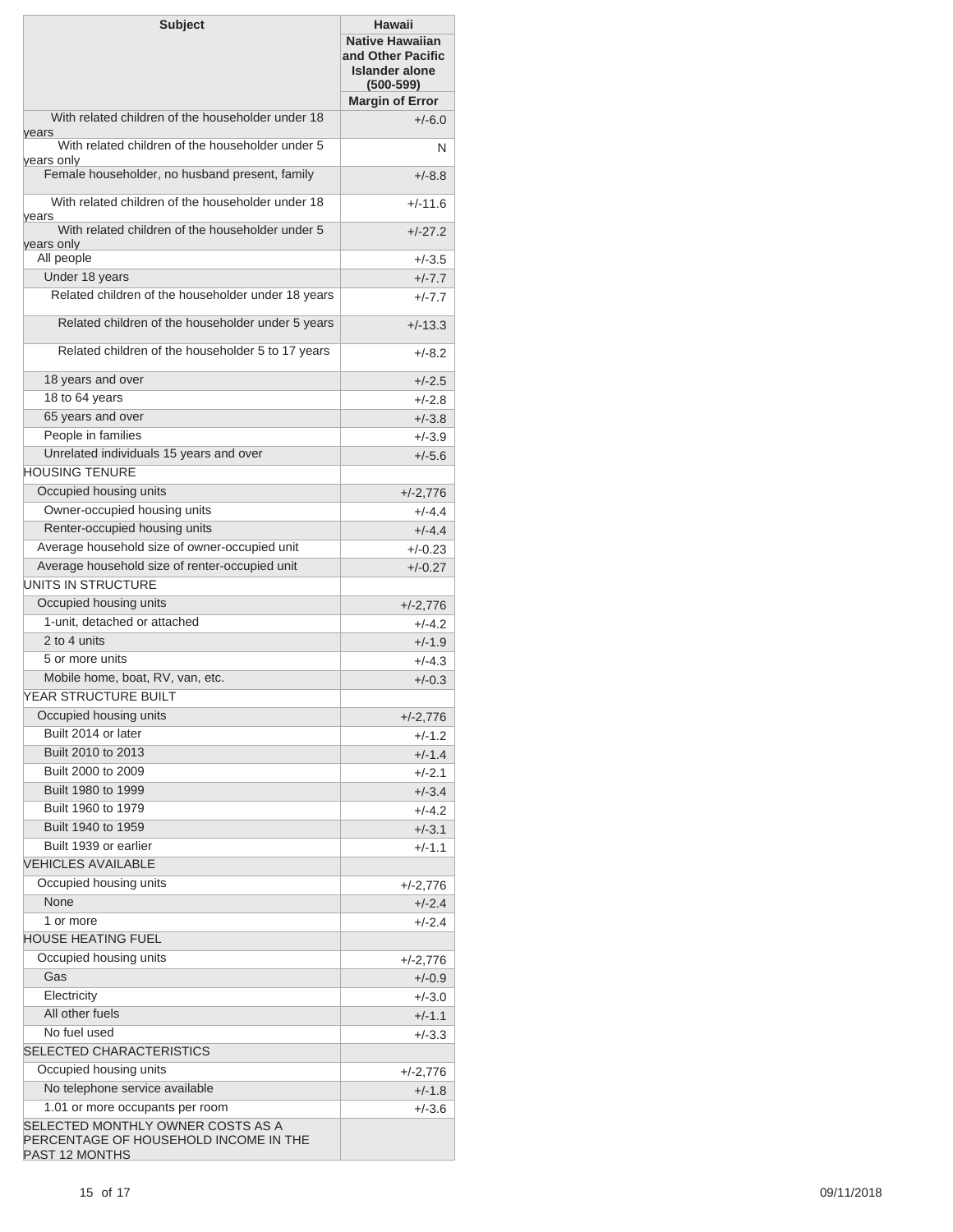| Subject | Hawaii |
|---|---|
| | Native Hawaiian and Other Pacific Islander alone (500-599) |
| | Margin of Error |
| With related children of the householder under 18 years | +/-6.0 |
| With related children of the householder under 5 years only | N |
| Female householder, no husband present, family | +/-8.8 |
| With related children of the householder under 18 years | +/-11.6 |
| With related children of the householder under 5 years only | +/-27.2 |
| All people | +/-3.5 |
| Under 18 years | +/-7.7 |
| Related children of the householder under 18 years | +/-7.7 |
| Related children of the householder under 5 years | +/-13.3 |
| Related children of the householder 5 to 17 years | +/-8.2 |
| 18 years and over | +/-2.5 |
| 18 to 64 years | +/-2.8 |
| 65 years and over | +/-3.8 |
| People in families | +/-3.9 |
| Unrelated individuals 15 years and over | +/-5.6 |
| HOUSING TENURE | |
| Occupied housing units | +/-2,776 |
| Owner-occupied housing units | +/-4.4 |
| Renter-occupied housing units | +/-4.4 |
| Average household size of owner-occupied unit | +/-0.23 |
| Average household size of renter-occupied unit | +/-0.27 |
| UNITS IN STRUCTURE | |
| Occupied housing units | +/-2,776 |
| 1-unit, detached or attached | +/-4.2 |
| 2 to 4 units | +/-1.9 |
| 5 or more units | +/-4.3 |
| Mobile home, boat, RV, van, etc. | +/-0.3 |
| YEAR STRUCTURE BUILT | |
| Occupied housing units | +/-2,776 |
| Built 2014 or later | +/-1.2 |
| Built 2010 to 2013 | +/-1.4 |
| Built 2000 to 2009 | +/-2.1 |
| Built 1980 to 1999 | +/-3.4 |
| Built 1960 to 1979 | +/-4.2 |
| Built 1940 to 1959 | +/-3.1 |
| Built 1939 or earlier | +/-1.1 |
| VEHICLES AVAILABLE | |
| Occupied housing units | +/-2,776 |
| None | +/-2.4 |
| 1 or more | +/-2.4 |
| HOUSE HEATING FUEL | |
| Occupied housing units | +/-2,776 |
| Gas | +/-0.9 |
| Electricity | +/-3.0 |
| All other fuels | +/-1.1 |
| No fuel used | +/-3.3 |
| SELECTED CHARACTERISTICS | |
| Occupied housing units | +/-2,776 |
| No telephone service available | +/-1.8 |
| 1.01 or more occupants per room | +/-3.6 |
| SELECTED MONTHLY OWNER COSTS AS A PERCENTAGE OF HOUSEHOLD INCOME IN THE PAST 12 MONTHS | |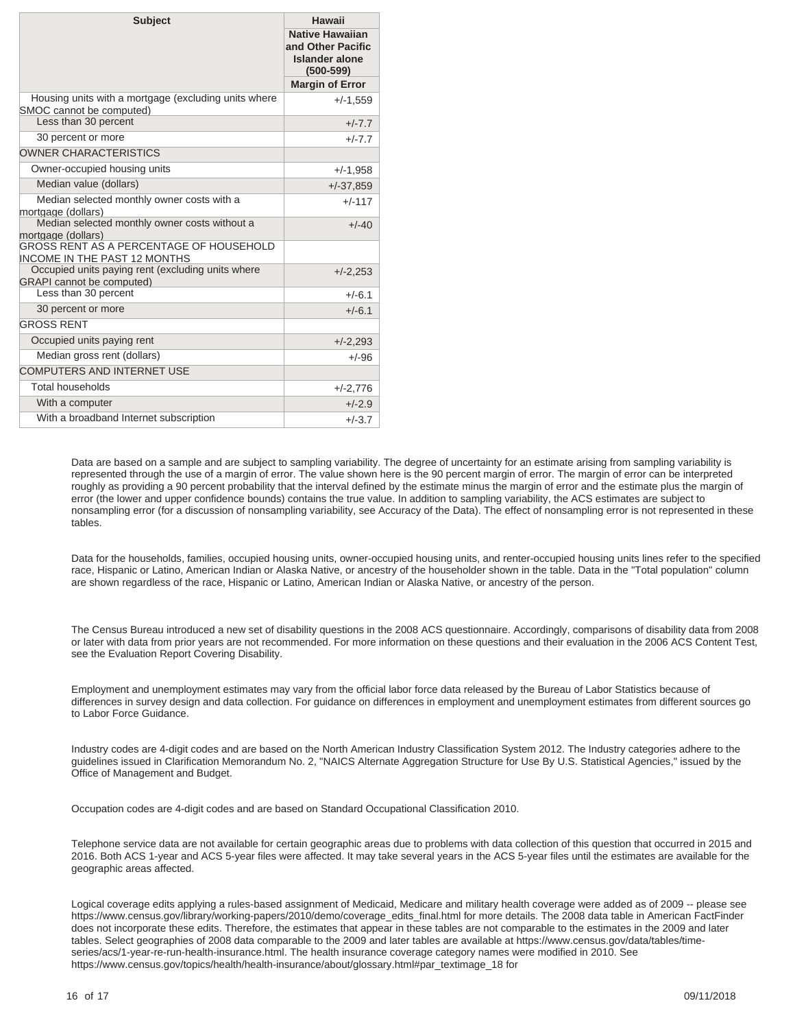| Subject | Hawaii |
| --- | --- |
| | Native Hawaiian and Other Pacific Islander alone (500-599) |
| | Margin of Error |
| Housing units with a mortgage (excluding units where SMOC cannot be computed) | +/-1,559 |
| Less than 30 percent | +/-7.7 |
| 30 percent or more | +/-7.7 |
| OWNER CHARACTERISTICS | |
| Owner-occupied housing units | +/-1,958 |
| Median value (dollars) | +/-37,859 |
| Median selected monthly owner costs with a mortgage (dollars) | +/-117 |
| Median selected monthly owner costs without a mortgage (dollars) | +/-40 |
| GROSS RENT AS A PERCENTAGE OF HOUSEHOLD INCOME IN THE PAST 12 MONTHS | |
| Occupied units paying rent (excluding units where GRAPI cannot be computed) | +/-2,253 |
| Less than 30 percent | +/-6.1 |
| 30 percent or more | +/-6.1 |
| GROSS RENT | |
| Occupied units paying rent | +/-2,293 |
| Median gross rent (dollars) | +/-96 |
| COMPUTERS AND INTERNET USE | |
| Total households | +/-2,776 |
| With a computer | +/-2.9 |
| With a broadband Internet subscription | +/-3.7 |

Data are based on a sample and are subject to sampling variability. The degree of uncertainty for an estimate arising from sampling variability is represented through the use of a margin of error. The value shown here is the 90 percent margin of error. The margin of error can be interpreted roughly as providing a 90 percent probability that the interval defined by the estimate minus the margin of error and the estimate plus the margin of error (the lower and upper confidence bounds) contains the true value. In addition to sampling variability, the ACS estimates are subject to nonsampling error (for a discussion of nonsampling variability, see Accuracy of the Data). The effect of nonsampling error is not represented in these tables.

Data for the households, families, occupied housing units, owner-occupied housing units, and renter-occupied housing units lines refer to the specified race, Hispanic or Latino, American Indian or Alaska Native, or ancestry of the householder shown in the table. Data in the "Total population" column are shown regardless of the race, Hispanic or Latino, American Indian or Alaska Native, or ancestry of the person.

The Census Bureau introduced a new set of disability questions in the 2008 ACS questionnaire. Accordingly, comparisons of disability data from 2008 or later with data from prior years are not recommended. For more information on these questions and their evaluation in the 2006 ACS Content Test, see the Evaluation Report Covering Disability.

Employment and unemployment estimates may vary from the official labor force data released by the Bureau of Labor Statistics because of differences in survey design and data collection. For guidance on differences in employment and unemployment estimates from different sources go to Labor Force Guidance.

Industry codes are 4-digit codes and are based on the North American Industry Classification System 2012. The Industry categories adhere to the guidelines issued in Clarification Memorandum No. 2, "NAICS Alternate Aggregation Structure for Use By U.S. Statistical Agencies," issued by the Office of Management and Budget.

Occupation codes are 4-digit codes and are based on Standard Occupational Classification 2010.

Telephone service data are not available for certain geographic areas due to problems with data collection of this question that occurred in 2015 and 2016. Both ACS 1-year and ACS 5-year files were affected. It may take several years in the ACS 5-year files until the estimates are available for the geographic areas affected.

Logical coverage edits applying a rules-based assignment of Medicaid, Medicare and military health coverage were added as of 2009 -- please see https://www.census.gov/library/working-papers/2010/demo/coverage_edits_final.html for more details. The 2008 data table in American FactFinder does not incorporate these edits. Therefore, the estimates that appear in these tables are not comparable to the estimates in the 2009 and later tables. Select geographies of 2008 data comparable to the 2009 and later tables are available at https://www.census.gov/data/tables/time-series/acs/1-year-re-run-health-insurance.html. The health insurance coverage category names were modified in 2010. See https://www.census.gov/topics/health/health-insurance/about/glossary.html#par_textimage_18 for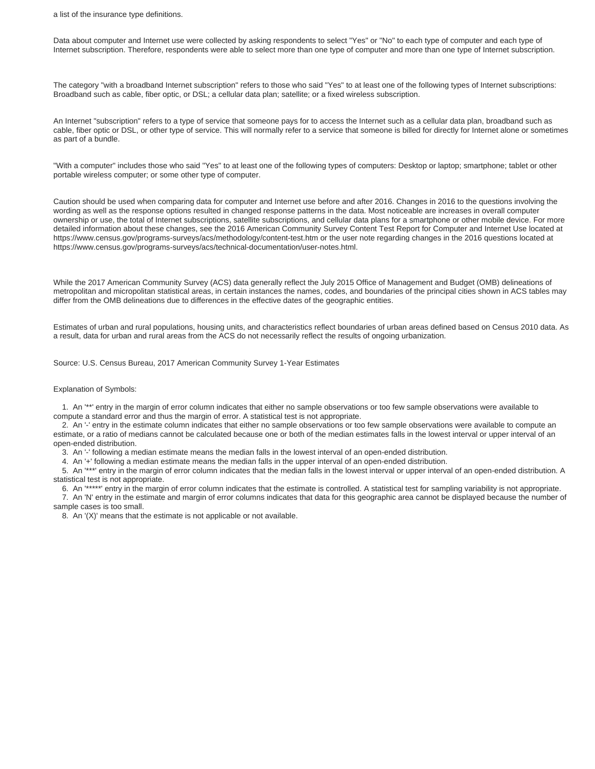a list of the insurance type definitions.

Data about computer and Internet use were collected by asking respondents to select "Yes" or "No" to each type of computer and each type of Internet subscription. Therefore, respondents were able to select more than one type of computer and more than one type of Internet subscription.

The category "with a broadband Internet subscription" refers to those who said "Yes" to at least one of the following types of Internet subscriptions: Broadband such as cable, fiber optic, or DSL; a cellular data plan; satellite; or a fixed wireless subscription.

An Internet "subscription" refers to a type of service that someone pays for to access the Internet such as a cellular data plan, broadband such as cable, fiber optic or DSL, or other type of service. This will normally refer to a service that someone is billed for directly for Internet alone or sometimes as part of a bundle.

"With a computer" includes those who said "Yes" to at least one of the following types of computers: Desktop or laptop; smartphone; tablet or other portable wireless computer; or some other type of computer.

Caution should be used when comparing data for computer and Internet use before and after 2016. Changes in 2016 to the questions involving the wording as well as the response options resulted in changed response patterns in the data. Most noticeable are increases in overall computer ownership or use, the total of Internet subscriptions, satellite subscriptions, and cellular data plans for a smartphone or other mobile device. For more detailed information about these changes, see the 2016 American Community Survey Content Test Report for Computer and Internet Use located at https://www.census.gov/programs-surveys/acs/methodology/content-test.htm or the user note regarding changes in the 2016 questions located at https://www.census.gov/programs-surveys/acs/technical-documentation/user-notes.html.

While the 2017 American Community Survey (ACS) data generally reflect the July 2015 Office of Management and Budget (OMB) delineations of metropolitan and micropolitan statistical areas, in certain instances the names, codes, and boundaries of the principal cities shown in ACS tables may differ from the OMB delineations due to differences in the effective dates of the geographic entities.

Estimates of urban and rural populations, housing units, and characteristics reflect boundaries of urban areas defined based on Census 2010 data. As a result, data for urban and rural areas from the ACS do not necessarily reflect the results of ongoing urbanization.

Source: U.S. Census Bureau, 2017 American Community Survey 1-Year Estimates

Explanation of Symbols:

1. An '**' entry in the margin of error column indicates that either no sample observations or too few sample observations were available to compute a standard error and thus the margin of error. A statistical test is not appropriate.
2. An '-' entry in the estimate column indicates that either no sample observations or too few sample observations were available to compute an estimate, or a ratio of medians cannot be calculated because one or both of the median estimates falls in the lowest interval or upper interval of an open-ended distribution.
3. An '-' following a median estimate means the median falls in the lowest interval of an open-ended distribution.
4. An '+' following a median estimate means the median falls in the upper interval of an open-ended distribution.
5. An '***' entry in the margin of error column indicates that the median falls in the lowest interval or upper interval of an open-ended distribution. A statistical test is not appropriate.
6. An '*****' entry in the margin of error column indicates that the estimate is controlled. A statistical test for sampling variability is not appropriate.
7. An 'N' entry in the estimate and margin of error columns indicates that data for this geographic area cannot be displayed because the number of sample cases is too small.
8. An '(X)' means that the estimate is not applicable or not available.